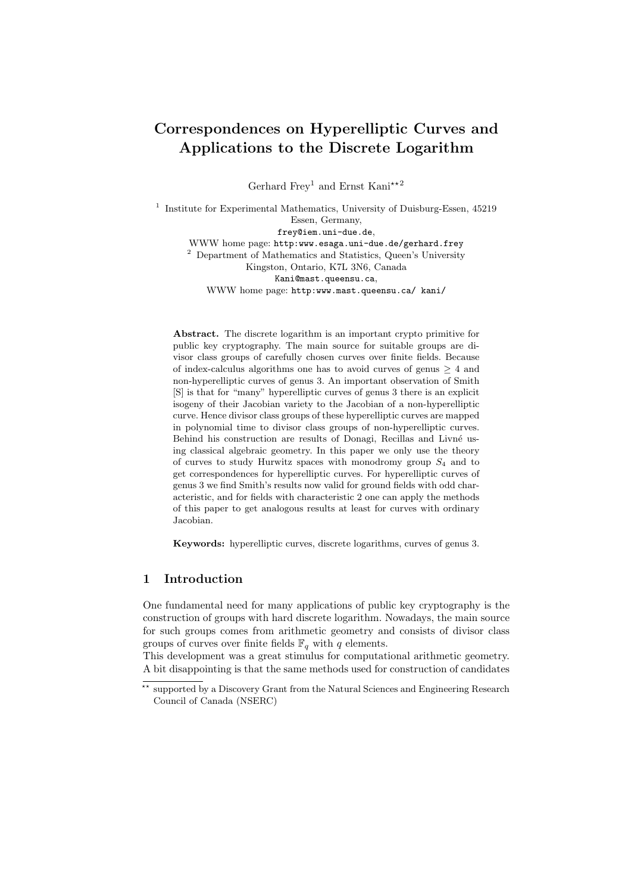# Correspondences on Hyperelliptic Curves and Applications to the Discrete Logarithm

Gerhard Frey[1] and Ernst Kani[\*\*2]

[1] Institute for Experimental Mathematics, University of Duisburg-Essen, 45219 Essen, Germany,
frey@iem.uni-due.de,
WWW home page: http:www.esaga.uni-due.de/gerhard.frey

[2] Department of Mathematics and Statistics, Queen's University
Kingston, Ontario, K7L 3N6, Canada
Kani@mast.queensu.ca,
WWW home page: http:www.mast.queensu.ca/ kani/

**Abstract.** The discrete logarithm is an important crypto primitive for public key cryptography. The main source for suitable groups are divisor class groups of carefully chosen curves over finite fields. Because of index-calculus algorithms one has to avoid curves of genus $\geq 4$ and non-hyperelliptic curves of genus 3. An important observation of Smith [S] is that for "many" hyperelliptic curves of genus 3 there is an explicit isogeny of their Jacobian variety to the Jacobian of a non-hyperelliptic curve. Hence divisor class groups of these hyperelliptic curves are mapped in polynomial time to divisor class groups of non-hyperelliptic curves. Behind his construction are results of Donagi, Recillas and Livné using classical algebraic geometry. In this paper we only use the theory of curves to study Hurwitz spaces with monodromy group $S_4$ and to get correspondences for hyperelliptic curves. For hyperelliptic curves of genus 3 we find Smith's results now valid for ground fields with odd characteristic, and for fields with characteristic 2 one can apply the methods of this paper to get analogous results at least for curves with ordinary Jacobian.

**Keywords:** hyperelliptic curves, discrete logarithms, curves of genus 3.

## 1 Introduction

One fundamental need for many applications of public key cryptography is the construction of groups with hard discrete logarithm. Nowadays, the main source for such groups comes from arithmetic geometry and consists of divisor class groups of curves over finite fields $\mathbb{F}_q$ with $q$ elements.

This development was a great stimulus for computational arithmetic geometry. A bit disappointing is that the same methods used for construction of candidates

\*\* supported by a Discovery Grant from the Natural Sciences and Engineering Research Council of Canada (NSERC)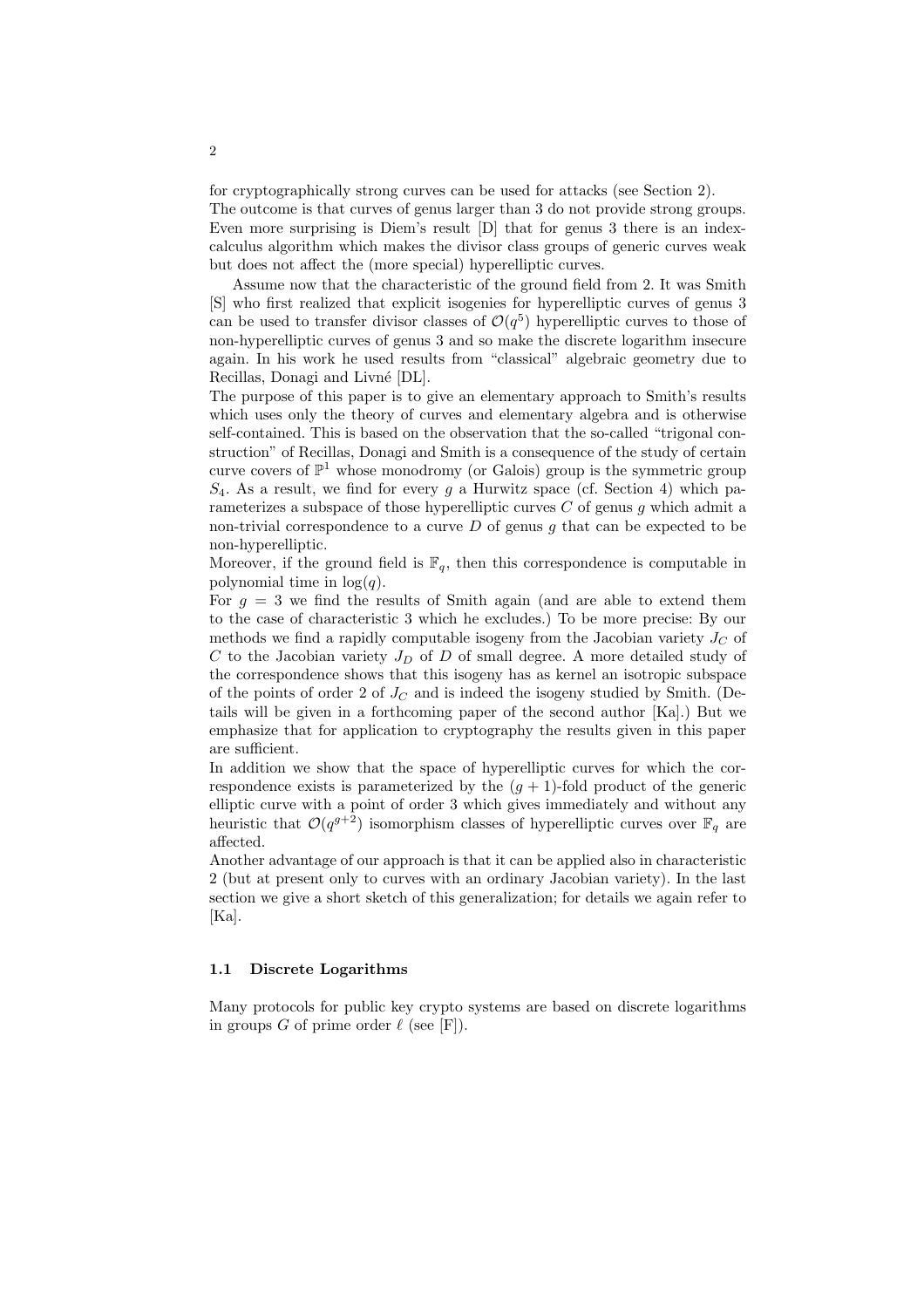for cryptographically strong curves can be used for attacks (see Section 2).
The outcome is that curves of genus larger than 3 do not provide strong groups. Even more surprising is Diem's result [D] that for genus 3 there is an index-calculus algorithm which makes the divisor class groups of generic curves weak but does not affect the (more special) hyperelliptic curves.

Assume now that the characteristic of the ground field from 2. It was Smith [S] who first realized that explicit isogenies for hyperelliptic curves of genus 3 can be used to transfer divisor classes of $\mathcal{O}(q^5)$ hyperelliptic curves to those of non-hyperelliptic curves of genus 3 and so make the discrete logarithm insecure again. In his work he used results from "classical" algebraic geometry due to Recillas, Donagi and Livné [DL].
The purpose of this paper is to give an elementary approach to Smith's results which uses only the theory of curves and elementary algebra and is otherwise self-contained. This is based on the observation that the so-called "trigonal construction" of Recillas, Donagi and Smith is a consequence of the study of certain curve covers of $\mathbb{P}^1$ whose monodromy (or Galois) group is the symmetric group $S_4$. As a result, we find for every $g$ a Hurwitz space (cf. Section 4) which parameterizes a subspace of those hyperelliptic curves $C$ of genus $g$ which admit a non-trivial correspondence to a curve $D$ of genus $g$ that can be expected to be non-hyperelliptic.
Moreover, if the ground field is $\mathbb{F}_q$, then this correspondence is computable in polynomial time in $\log(q)$.
For $g = 3$ we find the results of Smith again (and are able to extend them to the case of characteristic 3 which he excludes.) To be more precise: By our methods we find a rapidly computable isogeny from the Jacobian variety $J_C$ of $C$ to the Jacobian variety $J_D$ of $D$ of small degree. A more detailed study of the correspondence shows that this isogeny has as kernel an isotropic subspace of the points of order 2 of $J_C$ and is indeed the isogeny studied by Smith. (Details will be given in a forthcoming paper of the second author [Ka].) But we emphasize that for application to cryptography the results given in this paper are sufficient.
In addition we show that the space of hyperelliptic curves for which the correspondence exists is parameterized by the $(g+1)$-fold product of the generic elliptic curve with a point of order 3 which gives immediately and without any heuristic that $\mathcal{O}(q^{g+2})$ isomorphism classes of hyperelliptic curves over $\mathbb{F}_q$ are affected.
Another advantage of our approach is that it can be applied also in characteristic 2 (but at present only to curves with an ordinary Jacobian variety). In the last section we give a short sketch of this generalization; for details we again refer to [Ka].

### 1.1 Discrete Logarithms

Many protocols for public key crypto systems are based on discrete logarithms in groups $G$ of prime order $\ell$ (see [F]).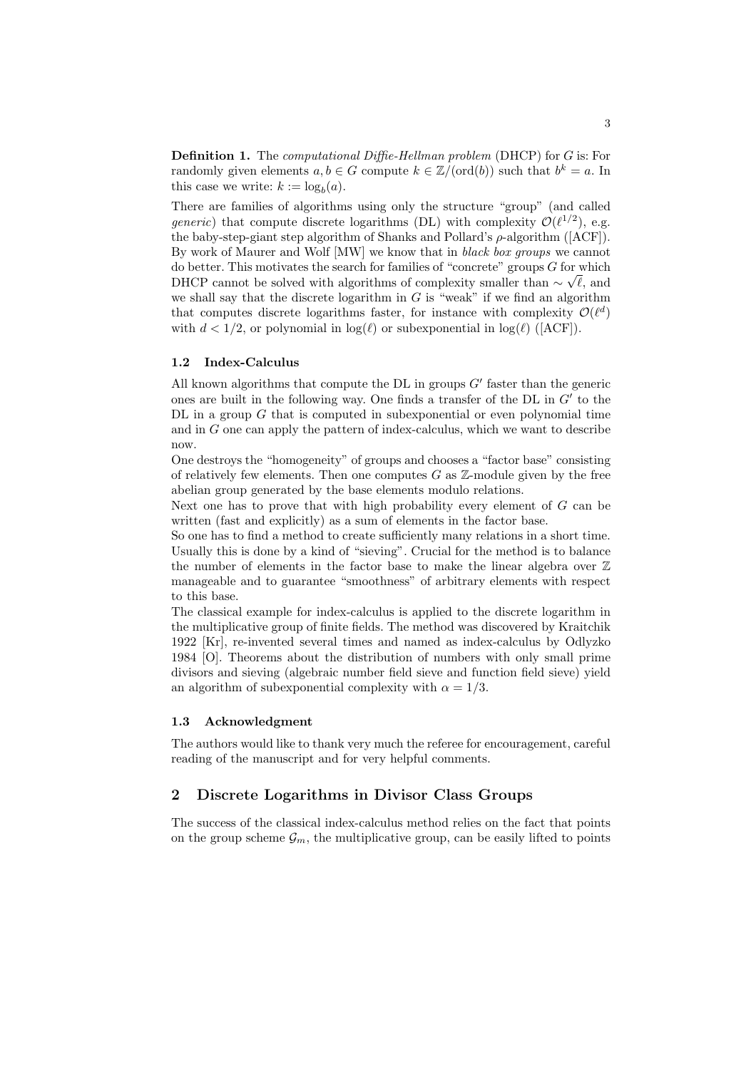**Definition 1.** The *computational Diffie-Hellman problem* (DHCP) for $G$ is: For randomly given elements $a, b \in G$ compute $k \in \mathbb{Z}/(\text{ord}(b))$ such that $b^k = a$. In this case we write: $k := \log_b(a)$.

There are families of algorithms using only the structure "group" (and called *generic*) that compute discrete logarithms (DL) with complexity $\mathcal{O}(\ell^{1/2})$, e.g. the baby-step-giant step algorithm of Shanks and Pollard's $\rho$-algorithm ([ACF]). By work of Maurer and Wolf [MW] we know that in *black box groups* we cannot do better. This motivates the search for families of "concrete" groups $G$ for which DHCP cannot be solved with algorithms of complexity smaller than $\sim \sqrt{\ell}$, and we shall say that the discrete logarithm in $G$ is "weak" if we find an algorithm that computes discrete logarithms faster, for instance with complexity $\mathcal{O}(\ell^d)$ with $d < 1/2$, or polynomial in $\log(\ell)$ or subexponential in $\log(\ell)$ ([ACF]).

### 1.2 Index-Calculus

All known algorithms that compute the DL in groups $G'$ faster than the generic ones are built in the following way. One finds a transfer of the DL in $G'$ to the DL in a group $G$ that is computed in subexponential or even polynomial time and in $G$ one can apply the pattern of index-calculus, which we want to describe now.

One destroys the "homogeneity" of groups and chooses a "factor base" consisting of relatively few elements. Then one computes $G$ as $\mathbb{Z}$-module given by the free abelian group generated by the base elements modulo relations.

Next one has to prove that with high probability every element of $G$ can be written (fast and explicitly) as a sum of elements in the factor base.

So one has to find a method to create sufficiently many relations in a short time. Usually this is done by a kind of "sieving". Crucial for the method is to balance the number of elements in the factor base to make the linear algebra over $\mathbb{Z}$ manageable and to guarantee "smoothness" of arbitrary elements with respect to this base.

The classical example for index-calculus is applied to the discrete logarithm in the multiplicative group of finite fields. The method was discovered by Kraitchik 1922 [Kr], re-invented several times and named as index-calculus by Odlyzko 1984 [O]. Theorems about the distribution of numbers with only small prime divisors and sieving (algebraic number field sieve and function field sieve) yield an algorithm of subexponential complexity with $\alpha = 1/3$.

### 1.3 Acknowledgment

The authors would like to thank very much the referee for encouragement, careful reading of the manuscript and for very helpful comments.

## 2 Discrete Logarithms in Divisor Class Groups

The success of the classical index-calculus method relies on the fact that points on the group scheme $\mathcal{G}_m$, the multiplicative group, can be easily lifted to points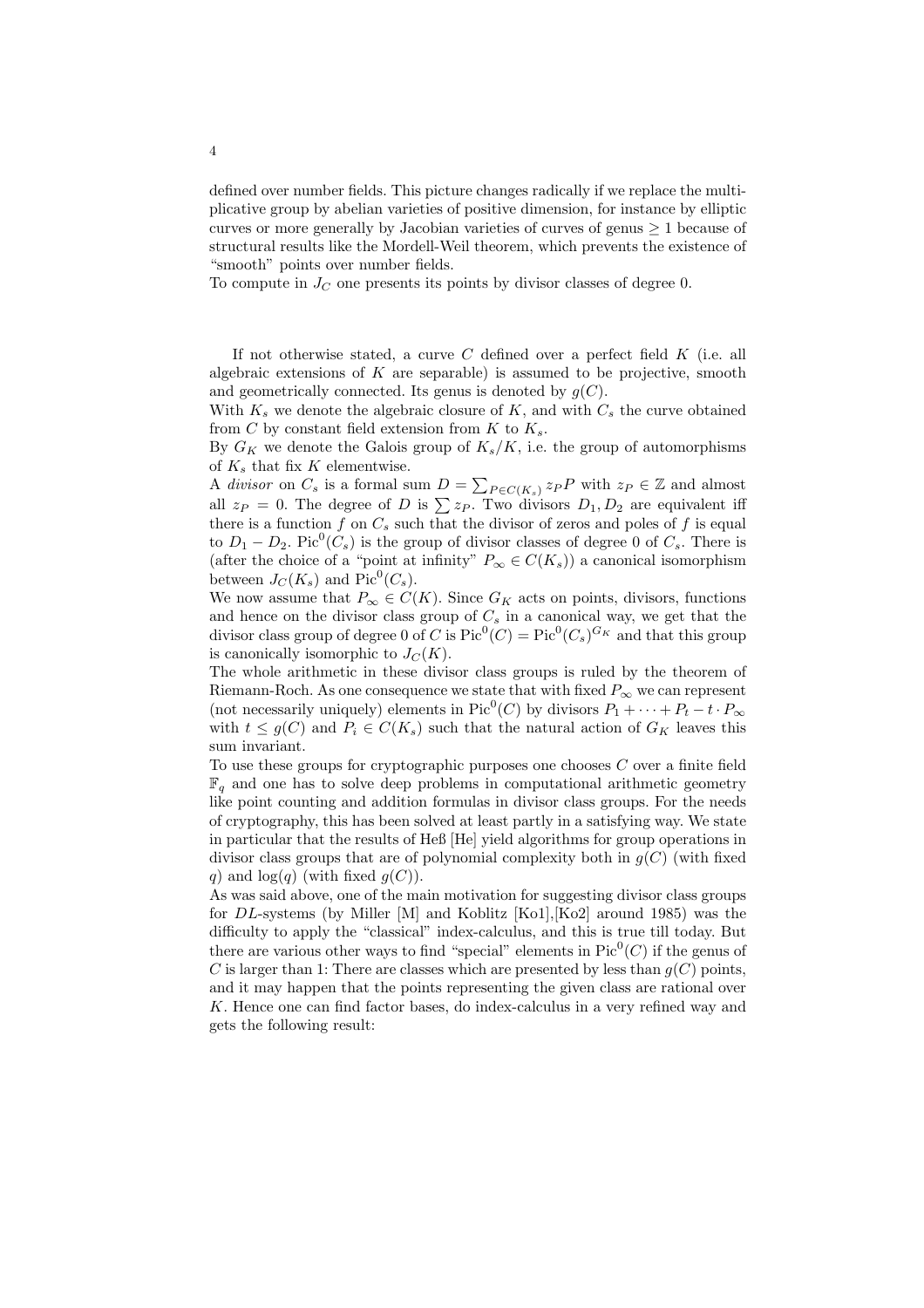defined over number fields. This picture changes radically if we replace the multiplicative group by abelian varieties of positive dimension, for instance by elliptic curves or more generally by Jacobian varieties of curves of genus $\geq 1$ because of structural results like the Mordell-Weil theorem, which prevents the existence of "smooth" points over number fields.
To compute in $J_C$ one presents its points by divisor classes of degree 0.

If not otherwise stated, a curve $C$ defined over a perfect field $K$ (i.e. all algebraic extensions of $K$ are separable) is assumed to be projective, smooth and geometrically connected. Its genus is denoted by $g(C)$.
With $K_s$ we denote the algebraic closure of $K$, and with $C_s$ the curve obtained from $C$ by constant field extension from $K$ to $K_s$.
By $G_K$ we denote the Galois group of $K_s/K$, i.e. the group of automorphisms of $K_s$ that fix $K$ elementwise.
A *divisor* on $C_s$ is a formal sum $D = \sum_{P \in C(K_s)} z_P P$ with $z_P \in \mathbb{Z}$ and almost all $z_P = 0$. The degree of $D$ is $\sum z_P$. Two divisors $D_1, D_2$ are equivalent iff there is a function $f$ on $C_s$ such that the divisor of zeros and poles of $f$ is equal to $D_1 - D_2$. $\mathrm{Pic}^0(C_s)$ is the group of divisor classes of degree 0 of $C_s$. There is (after the choice of a "point at infinity" $P_\infty \in C(K_s)$) a canonical isomorphism between $J_C(K_s)$ and $\mathrm{Pic}^0(C_s)$.
We now assume that $P_\infty \in C(K)$. Since $G_K$ acts on points, divisors, functions and hence on the divisor class group of $C_s$ in a canonical way, we get that the divisor class group of degree 0 of $C$ is $\mathrm{Pic}^0(C) = \mathrm{Pic}^0(C_s)^{G_K}$ and that this group is canonically isomorphic to $J_C(K)$.
The whole arithmetic in these divisor class groups is ruled by the theorem of Riemann-Roch. As one consequence we state that with fixed $P_\infty$ we can represent (not necessarily uniquely) elements in $\mathrm{Pic}^0(C)$ by divisors $P_1 + \cdots + P_t - t \cdot P_\infty$ with $t \leq g(C)$ and $P_i \in C(K_s)$ such that the natural action of $G_K$ leaves this sum invariant.
To use these groups for cryptographic purposes one chooses $C$ over a finite field $\mathbb{F}_q$ and one has to solve deep problems in computational arithmetic geometry like point counting and addition formulas in divisor class groups. For the needs of cryptography, this has been solved at least partly in a satisfying way. We state in particular that the results of Heß [He] yield algorithms for group operations in divisor class groups that are of polynomial complexity both in $g(C)$ (with fixed $q$) and $\log(q)$ (with fixed $g(C)$).
As was said above, one of the main motivation for suggesting divisor class groups for $DL$-systems (by Miller [M] and Koblitz [Ko1],[Ko2] around 1985) was the difficulty to apply the "classical" index-calculus, and this is true till today. But there are various other ways to find "special" elements in $\mathrm{Pic}^0(C)$ if the genus of $C$ is larger than 1: There are classes which are presented by less than $g(C)$ points, and it may happen that the points representing the given class are rational over $K$. Hence one can find factor bases, do index-calculus in a very refined way and gets the following result: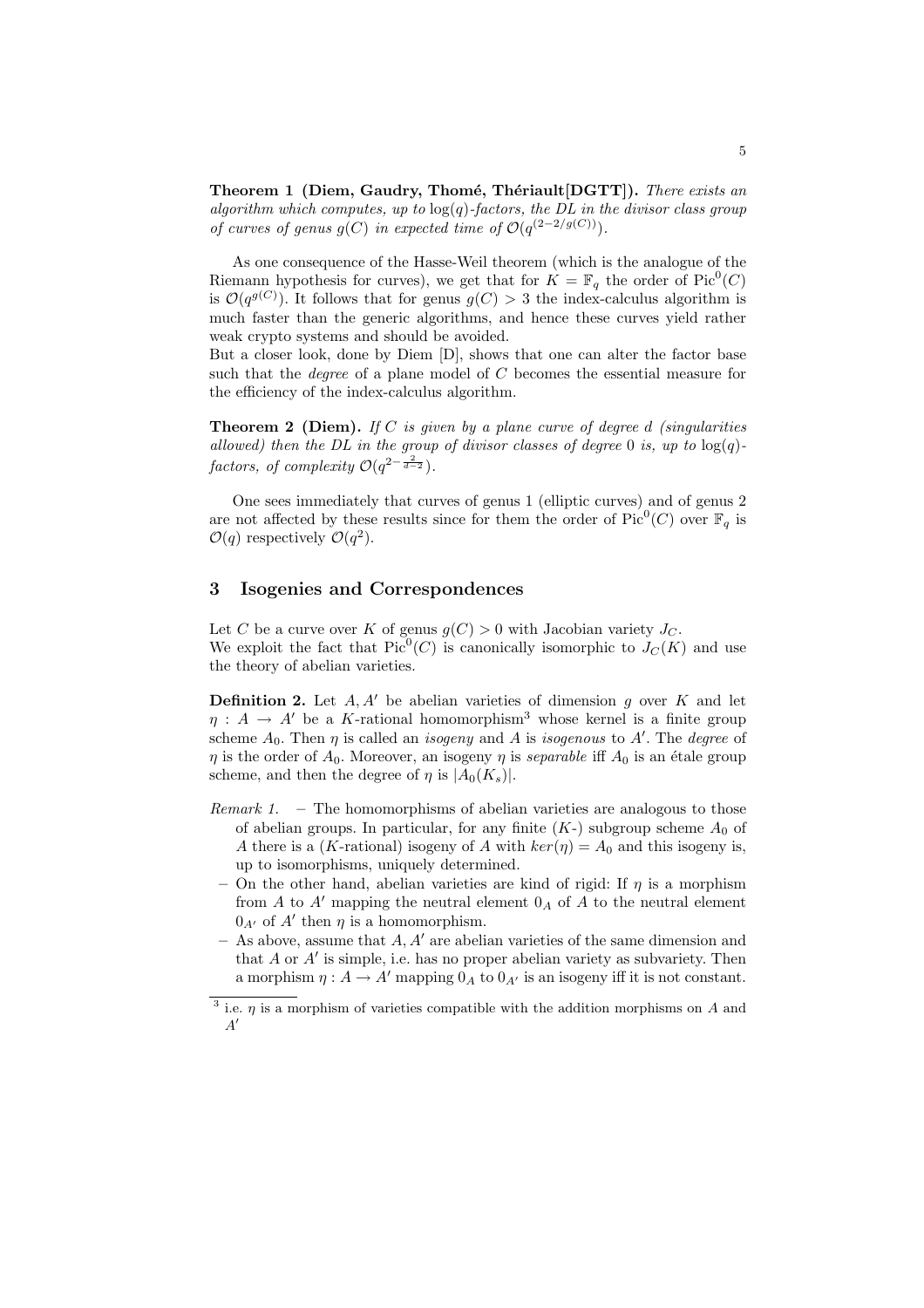**Theorem 1 (Diem, Gaudry, Thomé, Thériault[DGTT]).** *There exists an algorithm which computes, up to* $\log(q)$*-factors, the DL in the divisor class group of curves of genus* $g(C)$ *in expected time of* $\mathcal{O}(q^{(2-2/g(C))})$*.*

As one consequence of the Hasse-Weil theorem (which is the analogue of the Riemann hypothesis for curves), we get that for $K = \mathbb{F}_q$ the order of $\mathrm{Pic}^0(C)$ is $\mathcal{O}(q^{g(C)})$. It follows that for genus $g(C) > 3$ the index-calculus algorithm is much faster than the generic algorithms, and hence these curves yield rather weak crypto systems and should be avoided.
But a closer look, done by Diem [D], shows that one can alter the factor base such that the *degree* of a plane model of $C$ becomes the essential measure for the efficiency of the index-calculus algorithm.

**Theorem 2 (Diem).** *If* $C$ *is given by a plane curve of degree* $d$ *(singularities allowed) then the DL in the group of divisor classes of degree* 0 *is, up to* $\log(q)$*-factors, of complexity* $\mathcal{O}(q^{2-\frac{2}{d-2}})$*.*

One sees immediately that curves of genus 1 (elliptic curves) and of genus 2 are not affected by these results since for them the order of $\mathrm{Pic}^0(C)$ over $\mathbb{F}_q$ is $\mathcal{O}(q)$ respectively $\mathcal{O}(q^2)$.

## 3 Isogenies and Correspondences

Let $C$ be a curve over $K$ of genus $g(C) > 0$ with Jacobian variety $J_C$.
We exploit the fact that $\mathrm{Pic}^0(C)$ is canonically isomorphic to $J_C(K)$ and use the theory of abelian varieties.

**Definition 2.** Let $A, A'$ be abelian varieties of dimension $g$ over $K$ and let $\eta : A \to A'$ be a $K$-rational homomorphism[3] whose kernel is a finite group scheme $A_0$. Then $\eta$ is called an *isogeny* and $A$ is *isogenous* to $A'$. The *degree* of $\eta$ is the order of $A_0$. Moreover, an isogeny $\eta$ is *separable* iff $A_0$ is an étale group scheme, and then the degree of $\eta$ is $|A_0(K_s)|$.

*Remark 1.*
- The homomorphisms of abelian varieties are analogous to those of abelian groups. In particular, for any finite ($K$-) subgroup scheme $A_0$ of $A$ there is a ($K$-rational) isogeny of $A$ with $ker(\eta) = A_0$ and this isogeny is, up to isomorphisms, uniquely determined.
- On the other hand, abelian varieties are kind of rigid: If $\eta$ is a morphism from $A$ to $A'$ mapping the neutral element $0_A$ of $A$ to the neutral element $0_{A'}$ of $A'$ then $\eta$ is a homomorphism.
- As above, assume that $A, A'$ are abelian varieties of the same dimension and that $A$ or $A'$ is simple, i.e. has no proper abelian variety as subvariety. Then a morphism $\eta : A \to A'$ mapping $0_A$ to $0_{A'}$ is an isogeny iff it is not constant.

[3] i.e. $\eta$ is a morphism of varieties compatible with the addition morphisms on $A$ and $A'$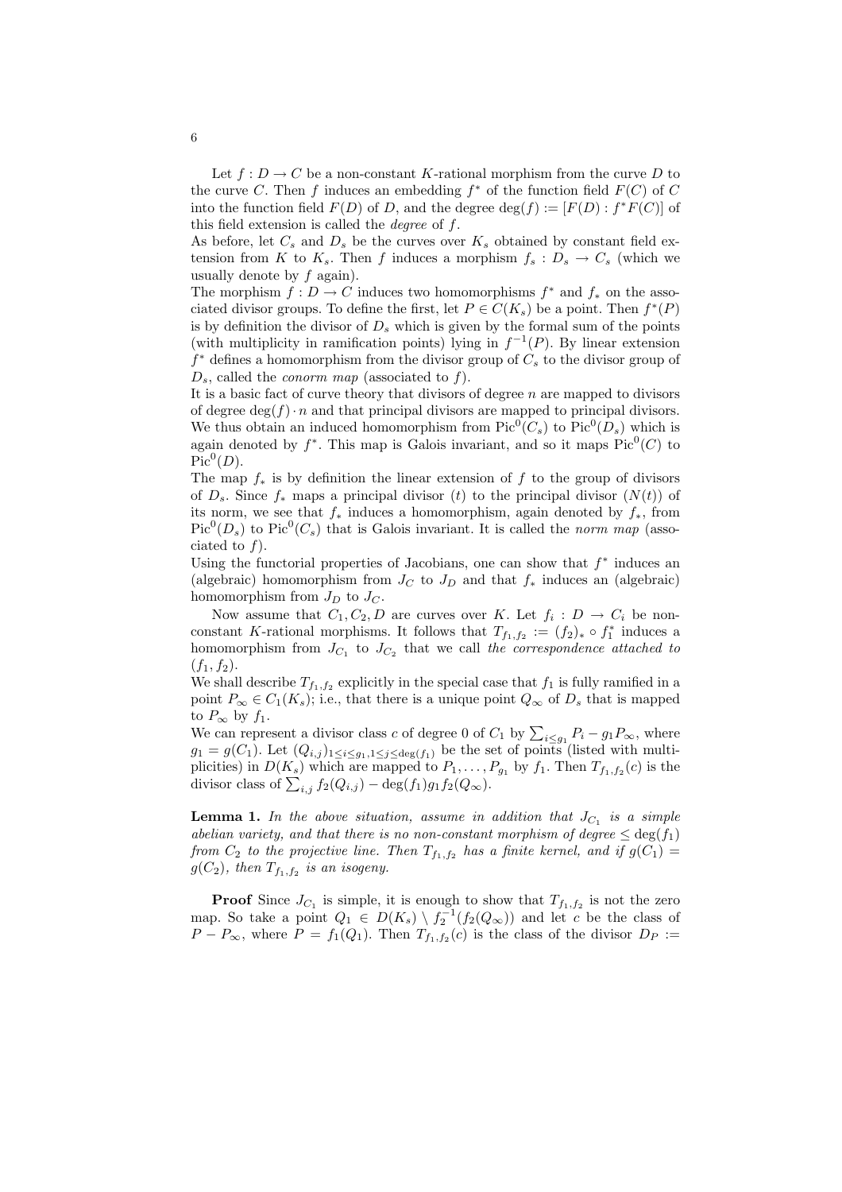Let $f : D \to C$ be a non-constant $K$-rational morphism from the curve $D$ to the curve $C$. Then $f$ induces an embedding $f^*$ of the function field $F(C)$ of $C$ into the function field $F(D)$ of $D$, and the degree $\deg(f) := [F(D) : f^*F(C)]$ of this field extension is called the *degree* of $f$.
As before, let $C_s$ and $D_s$ be the curves over $K_s$ obtained by constant field extension from $K$ to $K_s$. Then $f$ induces a morphism $f_s : D_s \to C_s$ (which we usually denote by $f$ again).
The morphism $f : D \to C$ induces two homomorphisms $f^*$ and $f_*$ on the associated divisor groups. To define the first, let $P \in C(K_s)$ be a point. Then $f^*(P)$ is by definition the divisor of $D_s$ which is given by the formal sum of the points (with multiplicity in ramification points) lying in $f^{-1}(P)$. By linear extension $f^*$ defines a homomorphism from the divisor group of $C_s$ to the divisor group of $D_s$, called the *conorm map* (associated to $f$).
It is a basic fact of curve theory that divisors of degree $n$ are mapped to divisors of degree $\deg(f) \cdot n$ and that principal divisors are mapped to principal divisors. We thus obtain an induced homomorphism from $\mathrm{Pic}^0(C_s)$ to $\mathrm{Pic}^0(D_s)$ which is again denoted by $f^*$. This map is Galois invariant, and so it maps $\mathrm{Pic}^0(C)$ to $\mathrm{Pic}^0(D)$.
The map $f_*$ is by definition the linear extension of $f$ to the group of divisors of $D_s$. Since $f_*$ maps a principal divisor $(t)$ to the principal divisor $(N(t))$ of its norm, we see that $f_*$ induces a homomorphism, again denoted by $f_*$, from $\mathrm{Pic}^0(D_s)$ to $\mathrm{Pic}^0(C_s)$ that is Galois invariant. It is called the *norm map* (associated to $f$).
Using the functorial properties of Jacobians, one can show that $f^*$ induces an (algebraic) homomorphism from $J_C$ to $J_D$ and that $f_*$ induces an (algebraic) homomorphism from $J_D$ to $J_C$.

Now assume that $C_1, C_2, D$ are curves over $K$. Let $f_i : D \to C_i$ be non-constant $K$-rational morphisms. It follows that $T_{f_1,f_2} := (f_2)_* \circ f_1^*$ induces a homomorphism from $J_{C_1}$ to $J_{C_2}$ that we call *the correspondence attached to* $(f_1, f_2)$.
We shall describe $T_{f_1,f_2}$ explicitly in the special case that $f_1$ is fully ramified in a point $P_\infty \in C_1(K_s)$; i.e., that there is a unique point $Q_\infty$ of $D_s$ that is mapped to $P_\infty$ by $f_1$.
We can represent a divisor class $c$ of degree 0 of $C_1$ by $\sum_{i \leq g_1} P_i - g_1 P_\infty$, where $g_1 = g(C_1)$. Let $(Q_{i,j})_{1 \leq i \leq g_1, 1 \leq j \leq \deg(f_1)}$ be the set of points (listed with multiplicities) in $D(K_s)$ which are mapped to $P_1, \dots, P_{g_1}$ by $f_1$. Then $T_{f_1,f_2}(c)$ is the divisor class of $\sum_{i,j} f_2(Q_{i,j}) - \deg(f_1) g_1 f_2(Q_\infty)$.

**Lemma 1.** *In the above situation, assume in addition that $J_{C_1}$ is a simple abelian variety, and that there is no non-constant morphism of degree $\leq \deg(f_1)$ from $C_2$ to the projective line. Then $T_{f_1,f_2}$ has a finite kernel, and if $g(C_1) = g(C_2)$, then $T_{f_1,f_2}$ is an isogeny.*

**Proof** Since $J_{C_1}$ is simple, it is enough to show that $T_{f_1,f_2}$ is not the zero map. So take a point $Q_1 \in D(K_s) \setminus f_2^{-1}(f_2(Q_\infty))$ and let $c$ be the class of $P - P_\infty$, where $P = f_1(Q_1)$. Then $T_{f_1,f_2}(c)$ is the class of the divisor $D_P :=$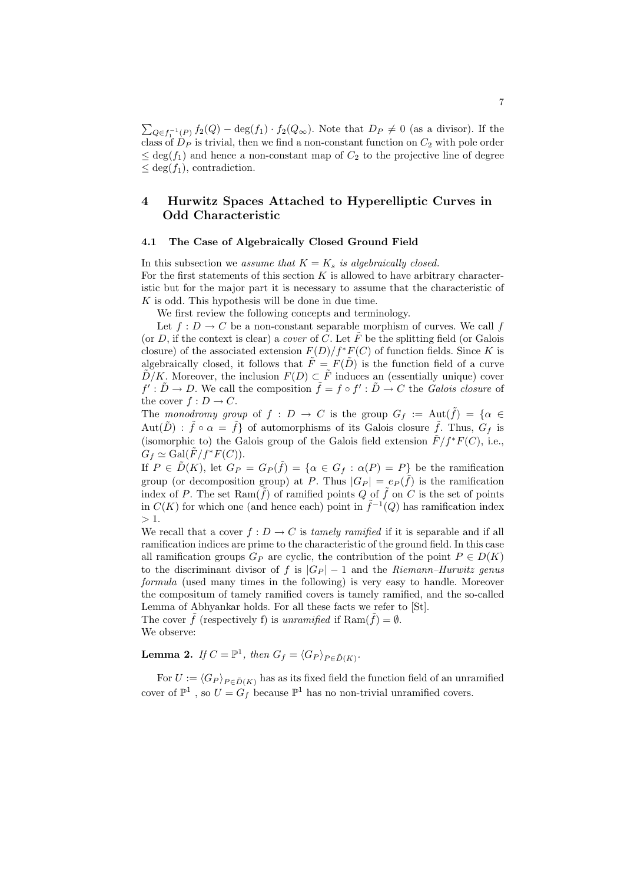$\sum_{Q \in f_1^{-1}(P)} f_2(Q) - \deg(f_1) \cdot f_2(Q_\infty)$. Note that $D_P \neq 0$ (as a divisor). If the class of $D_P$ is trivial, then we find a non-constant function on $C_2$ with pole order $\leq \deg(f_1)$ and hence a non-constant map of $C_2$ to the projective line of degree $\leq \deg(f_1)$, contradiction.

## 4 Hurwitz Spaces Attached to Hyperelliptic Curves in Odd Characteristic

### 4.1 The Case of Algebraically Closed Ground Field

In this subsection we *assume that $K = K_s$ is algebraically closed.*
For the first statements of this section $K$ is allowed to have arbitrary characteristic but for the major part it is necessary to assume that the characteristic of $K$ is odd. This hypothesis will be done in due time.

We first review the following concepts and terminology.

Let $f : D \to C$ be a non-constant separable morphism of curves. We call $f$ (or $D$, if the context is clear) a *cover* of $C$. Let $\tilde{F}$ be the splitting field (or Galois closure) of the associated extension $F(D)/f^*F(C)$ of function fields. Since $K$ is algebraically closed, it follows that $\tilde{F} = F(\tilde{D})$ is the function field of a curve $\tilde{D}/K$. Moreover, the inclusion $F(D) \subset \tilde{F}$ induces an (essentially unique) cover $f' : \tilde{D} \to D$. We call the composition $\tilde{f} = f \circ f' : \tilde{D} \to C$ the *Galois closure* of the cover $f : D \to C$.
The *monodromy group* of $f : D \to C$ is the group $G_f := \mathrm{Aut}(\tilde{f}) = \{\alpha \in \mathrm{Aut}(\tilde{D}) : \tilde{f} \circ \alpha = \tilde{f}\}$ of automorphisms of its Galois closure $\tilde{f}$. Thus, $G_f$ is (isomorphic to) the Galois group of the Galois field extension $\tilde{F}/f^*F(C)$, i.e., $G_f \simeq \mathrm{Gal}(\tilde{F}/f^*F(C))$.
If $P \in \tilde{D}(K)$, let $G_P = G_P(\tilde{f}) = \{\alpha \in G_f : \alpha(P) = P\}$ be the ramification group (or decomposition group) at $P$. Thus $|G_P| = e_P(\tilde{f})$ is the ramification index of $P$. The set $\mathrm{Ram}(\tilde{f})$ of ramified points $Q$ of $\tilde{f}$ on $C$ is the set of points in $C(K)$ for which one (and hence each) point in $\tilde{f}^{-1}(Q)$ has ramification index $> 1$.
We recall that a cover $f : D \to C$ is *tamely ramified* if it is separable and if all ramification indices are prime to the characteristic of the ground field. In this case all ramification groups $G_P$ are cyclic, the contribution of the point $P \in D(K)$ to the discriminant divisor of $f$ is $|G_P| - 1$ and the *Riemann–Hurwitz genus formula* (used many times in the following) is very easy to handle. Moreover the compositum of tamely ramified covers is tamely ramified, and the so-called Lemma of Abhyankar holds. For all these facts we refer to [St].
The cover $\tilde{f}$ (respectively f) is *unramified* if $\mathrm{Ram}(\tilde{f}) = \emptyset$.
We observe:

**Lemma 2.** *If $C = \mathbb{P}^1$, then $G_f = \langle G_P \rangle_{P \in \tilde{D}(K)}$.*

For $U := \langle G_P \rangle_{P \in \tilde{D}(K)}$ has as its fixed field the function field of an unramified cover of $\mathbb{P}^1$ , so $U = G_f$ because $\mathbb{P}^1$ has no non-trivial unramified covers.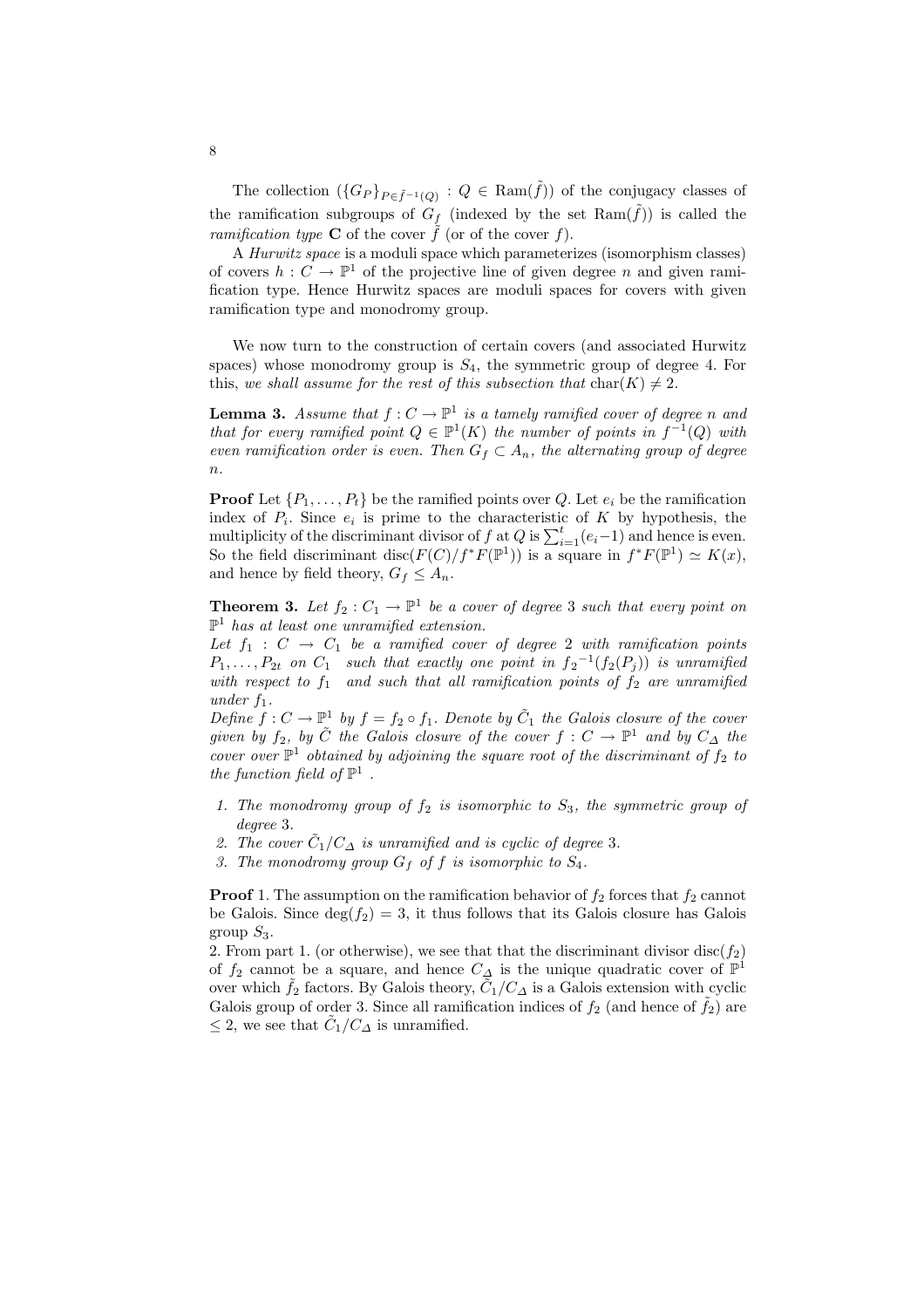The collection $(\{G_P\}_{P\in\tilde{f}^{-1}(Q)} : Q \in \mathrm{Ram}(\tilde{f}))$ of the conjugacy classes of the ramification subgroups of $G_f$ (indexed by the set $\mathrm{Ram}(\tilde{f})$) is called the *ramification type* $\mathbf{C}$ of the cover $\tilde{f}$ (or of the cover $f$).

A *Hurwitz space* is a moduli space which parameterizes (isomorphism classes) of covers $h : C \to \mathbb{P}^1$ of the projective line of given degree $n$ and given ramification type. Hence Hurwitz spaces are moduli spaces for covers with given ramification type and monodromy group.

We now turn to the construction of certain covers (and associated Hurwitz spaces) whose monodromy group is $S_4$, the symmetric group of degree 4. For this, *we shall assume for the rest of this subsection that* $\mathrm{char}(K) \neq 2$.

**Lemma 3.** *Assume that $f : C \to \mathbb{P}^1$ is a tamely ramified cover of degree $n$ and that for every ramified point $Q \in \mathbb{P}^1(K)$ the number of points in $f^{-1}(Q)$ with even ramification order is even. Then $G_f \subset A_n$, the alternating group of degree $n$.*

**Proof** Let $\{P_1, \ldots, P_t\}$ be the ramified points over $Q$. Let $e_i$ be the ramification index of $P_i$. Since $e_i$ is prime to the characteristic of $K$ by hypothesis, the multiplicity of the discriminant divisor of $f$ at $Q$ is $\sum_{i=1}^{t}(e_i - 1)$ and hence is even. So the field discriminant $\mathrm{disc}(F(C)/f^*F(\mathbb{P}^1))$ is a square in $f^*F(\mathbb{P}^1) \simeq K(x)$, and hence by field theory, $G_f \leq A_n$.

**Theorem 3.** *Let $f_2 : C_1 \to \mathbb{P}^1$ be a cover of degree 3 such that every point on $\mathbb{P}^1$ has at least one unramified extension.*
*Let $f_1 : C \to C_1$ be a ramified cover of degree 2 with ramification points $P_1, \ldots, P_{2t}$ on $C_1$ such that exactly one point in ${f_2}^{-1}(f_2(P_j))$ is unramified with respect to $f_1$ and such that all ramification points of $f_2$ are unramified under $f_1$.*
*Define $f : C \to \mathbb{P}^1$ by $f = f_2 \circ f_1$. Denote by $\tilde{C}_1$ the Galois closure of the cover given by $f_2$, by $\tilde{C}$ the Galois closure of the cover $f : C \to \mathbb{P}^1$ and by $C_\Delta$ the cover over $\mathbb{P}^1$ obtained by adjoining the square root of the discriminant of $f_2$ to the function field of $\mathbb{P}^1$ .*

1. *The monodromy group of $f_2$ is isomorphic to $S_3$, the symmetric group of degree 3.*
2. *The cover $\tilde{C}_1/C_\Delta$ is unramified and is cyclic of degree 3.*
3. *The monodromy group $G_f$ of $f$ is isomorphic to $S_4$.*

**Proof** 1. The assumption on the ramification behavior of $f_2$ forces that $f_2$ cannot be Galois. Since $\deg(f_2) = 3$, it thus follows that its Galois closure has Galois group $S_3$.
2. From part 1. (or otherwise), we see that that the discriminant divisor $\mathrm{disc}(f_2)$ of $f_2$ cannot be a square, and hence $C_\Delta$ is the unique quadratic cover of $\mathbb{P}^1$ over which $\tilde{f}_2$ factors. By Galois theory, $\tilde{C}_1/C_\Delta$ is a Galois extension with cyclic Galois group of order 3. Since all ramification indices of $f_2$ (and hence of $\tilde{f}_2$) are $\leq 2$, we see that $\tilde{C}_1/C_\Delta$ is unramified.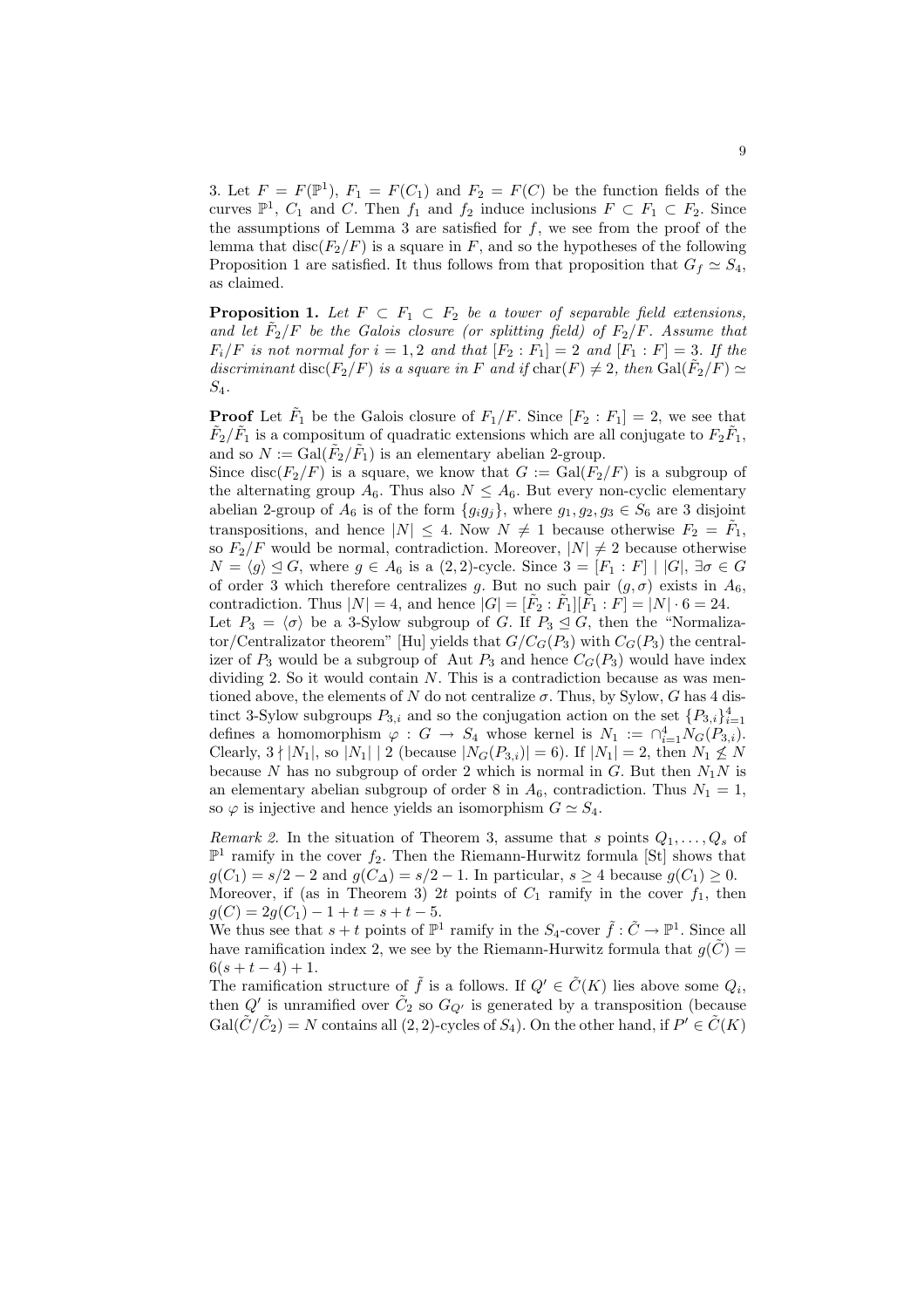3. Let $F = F(\mathbb{P}^1)$, $F_1 = F(C_1)$ and $F_2 = F(C)$ be the function fields of the curves $\mathbb{P}^1$, $C_1$ and $C$. Then $f_1$ and $f_2$ induce inclusions $F \subset F_1 \subset F_2$. Since the assumptions of Lemma 3 are satisfied for $f$, we see from the proof of the lemma that $\mathrm{disc}(F_2/F)$ is a square in $F$, and so the hypotheses of the following Proposition 1 are satisfied. It thus follows from that proposition that $G_f \simeq S_4$, as claimed.

**Proposition 1.** *Let $F \subset F_1 \subset F_2$ be a tower of separable field extensions, and let $\tilde{F}_2/F$ be the Galois closure (or splitting field) of $F_2/F$. Assume that $F_i/F$ is not normal for $i = 1, 2$ and that $[F_2 : F_1] = 2$ and $[F_1 : F] = 3$. If the discriminant $\mathrm{disc}(F_2/F)$ is a square in $F$ and if $\mathrm{char}(F) \neq 2$, then $\mathrm{Gal}(\tilde{F}_2/F) \simeq S_4$.*

**Proof** Let $\tilde{F}_1$ be the Galois closure of $F_1/F$. Since $[F_2 : F_1] = 2$, we see that $\tilde{F}_2/\tilde{F}_1$ is a compositum of quadratic extensions which are all conjugate to $F_2\tilde{F}_1$, and so $N := \mathrm{Gal}(\tilde{F}_2/\tilde{F}_1)$ is an elementary abelian 2-group.

Since $\mathrm{disc}(F_2/F)$ is a square, we know that $G := \mathrm{Gal}(F_2/F)$ is a subgroup of the alternating group $A_6$. Thus also $N \leq A_6$. But every non-cyclic elementary abelian 2-group of $A_6$ is of the form $\{g_i g_j\}$, where $g_1, g_2, g_3 \in S_6$ are 3 disjoint transpositions, and hence $|N| \leq 4$. Now $N \neq 1$ because otherwise $F_2 = \tilde{F}_1$, so $F_2/F$ would be normal, contradiction. Moreover, $|N| \neq 2$ because otherwise $N = \langle g \rangle \trianglelefteq G$, where $g \in A_6$ is a $(2,2)$-cycle. Since $3 = [F_1 : F] \mid |G|$, $\exists \sigma \in G$ of order 3 which therefore centralizes $g$. But no such pair $(g, \sigma)$ exists in $A_6$, contradiction. Thus $|N| = 4$, and hence $|G| = [\tilde{F}_2 : \tilde{F}_1][\tilde{F}_1 : F] = |N| \cdot 6 = 24$.

Let $P_3 = \langle \sigma \rangle$ be a 3-Sylow subgroup of $G$. If $P_3 \trianglelefteq G$, then the "Normalizator/Centralizator theorem" [Hu] yields that $G/C_G(P_3)$ with $C_G(P_3)$ the centralizer of $P_3$ would be a subgroup of Aut $P_3$ and hence $C_G(P_3)$ would have index dividing 2. So it would contain $N$. This is a contradiction because as was mentioned above, the elements of $N$ do not centralize $\sigma$. Thus, by Sylow, $G$ has 4 distinct 3-Sylow subgroups $P_{3,i}$ and so the conjugation action on the set $\{P_{3,i}\}_{i=1}^4$ defines a homomorphism $\varphi : G \to S_4$ whose kernel is $N_1 := \cap_{i=1}^4 N_G(P_{3,i})$. Clearly, $3 \nmid |N_1|$, so $|N_1| \mid 2$ (because $|N_G(P_{3,i})| = 6$). If $|N_1| = 2$, then $N_1 \not\leq N$ because $N$ has no subgroup of order 2 which is normal in $G$. But then $N_1 N$ is an elementary abelian subgroup of order 8 in $A_6$, contradiction. Thus $N_1 = 1$, so $\varphi$ is injective and hence yields an isomorphism $G \simeq S_4$.

*Remark 2.* In the situation of Theorem 3, assume that $s$ points $Q_1, \ldots, Q_s$ of $\mathbb{P}^1$ ramify in the cover $f_2$. Then the Riemann-Hurwitz formula [St] shows that $g(C_1) = s/2 - 2$ and $g(C_\Delta) = s/2 - 1$. In particular, $s \geq 4$ because $g(C_1) \geq 0$. Moreover, if (as in Theorem 3) $2t$ points of $C_1$ ramify in the cover $f_1$, then $g(C) = 2g(C_1) - 1 + t = s + t - 5$.

We thus see that $s + t$ points of $\mathbb{P}^1$ ramify in the $S_4$-cover $\tilde{f} : \tilde{C} \to \mathbb{P}^1$. Since all have ramification index 2, we see by the Riemann-Hurwitz formula that $g(\tilde{C}) = 6(s + t - 4) + 1$.

The ramification structure of $\tilde{f}$ is a follows. If $Q' \in \tilde{C}(K)$ lies above some $Q_i$, then $Q'$ is unramified over $\tilde{C}_2$ so $G_{Q'}$ is generated by a transposition (because $\mathrm{Gal}(\tilde{C}/\tilde{C}_2) = N$ contains all $(2,2)$-cycles of $S_4$). On the other hand, if $P' \in \tilde{C}(K)$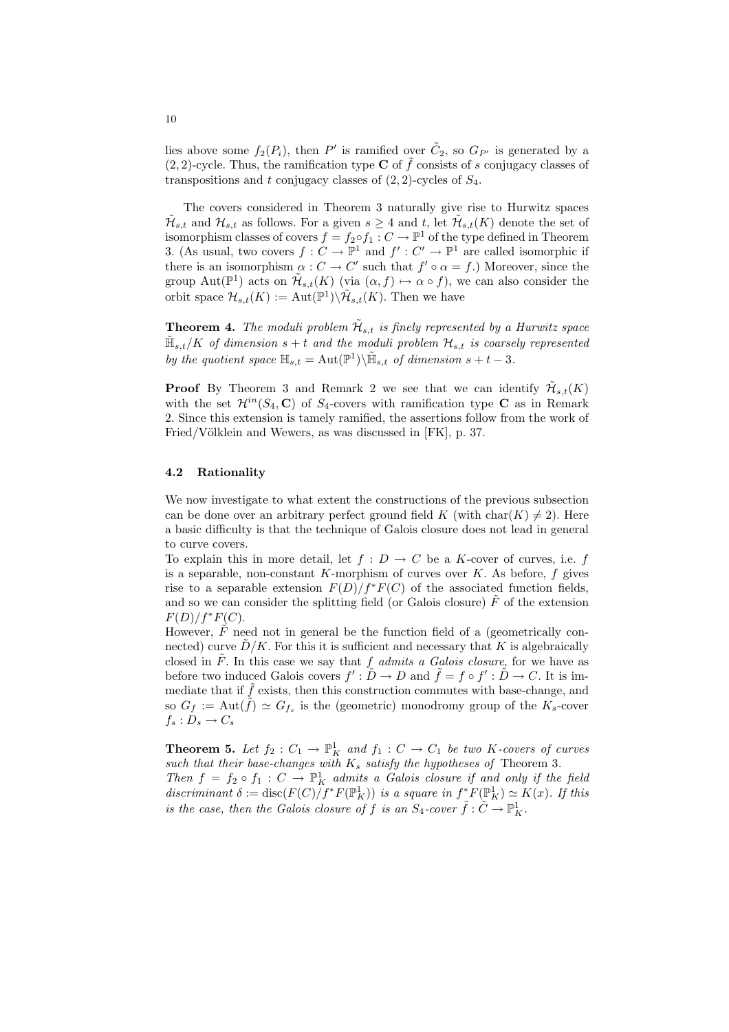lies above some $f_2(P_i)$, then $P'$ is ramified over $\tilde{C}_2$, so $G_{P'}$ is generated by a $(2,2)$-cycle. Thus, the ramification type $\mathbf{C}$ of $\tilde{f}$ consists of $s$ conjugacy classes of transpositions and $t$ conjugacy classes of $(2,2)$-cycles of $S_4$.

The covers considered in Theorem 3 naturally give rise to Hurwitz spaces $\tilde{\mathcal{H}}_{s,t}$ and $\mathcal{H}_{s,t}$ as follows. For a given $s \geq 4$ and $t$, let $\tilde{\mathcal{H}}_{s,t}(K)$ denote the set of isomorphism classes of covers $f = f_2 \circ f_1 : C \to \mathbb{P}^1$ of the type defined in Theorem 3. (As usual, two covers $f : C \to \mathbb{P}^1$ and $f' : C' \to \mathbb{P}^1$ are called isomorphic if there is an isomorphism $\alpha : C \to C'$ such that $f' \circ \alpha = f$.) Moreover, since the group $\mathrm{Aut}(\mathbb{P}^1)$ acts on $\tilde{\mathcal{H}}_{s,t}(K)$ (via $(\alpha, f) \mapsto \alpha \circ f$), we can also consider the orbit space $\mathcal{H}_{s,t}(K) := \mathrm{Aut}(\mathbb{P}^1)\backslash\tilde{\mathcal{H}}_{s,t}(K)$. Then we have

**Theorem 4.** *The moduli problem $\tilde{\mathcal{H}}_{s,t}$ is finely represented by a Hurwitz space $\tilde{\mathbb{H}}_{s,t}/K$ of dimension $s+t$ and the moduli problem $\mathcal{H}_{s,t}$ is coarsely represented by the quotient space $\mathbb{H}_{s,t} = \mathrm{Aut}(\mathbb{P}^1)\backslash\tilde{\mathbb{H}}_{s,t}$ of dimension $s+t-3$.*

**Proof** By Theorem 3 and Remark 2 we see that we can identify $\tilde{\mathcal{H}}_{s,t}(K)$ with the set $\mathcal{H}^{in}(S_4, \mathbf{C})$ of $S_4$-covers with ramification type $\mathbf{C}$ as in Remark 2. Since this extension is tamely ramified, the assertions follow from the work of Fried/Völklein and Wewers, as was discussed in [FK], p. 37.

### 4.2 Rationality

We now investigate to what extent the constructions of the previous subsection can be done over an arbitrary perfect ground field $K$ (with $\mathrm{char}(K) \neq 2$). Here a basic difficulty is that the technique of Galois closure does not lead in general to curve covers.

To explain this in more detail, let $f : D \to C$ be a $K$-cover of curves, i.e. $f$ is a separable, non-constant $K$-morphism of curves over $K$. As before, $f$ gives rise to a separable extension $F(D)/f^*F(C)$ of the associated function fields, and so we can consider the splitting field (or Galois closure) $\tilde{F}$ of the extension $F(D)/f^*F(C)$.

However, $\tilde{F}$ need not in general be the function field of a (geometrically connected) curve $\tilde{D}/K$. For this it is sufficient and necessary that $K$ is algebraically closed in $\tilde{F}$. In this case we say that *$f$ admits a Galois closure*, for we have as before two induced Galois covers $f' : \tilde{D} \to D$ and $\tilde{f} = f \circ f' : \tilde{D} \to C$. It is immediate that if $\tilde{f}$ exists, then this construction commutes with base-change, and so $G_f := \mathrm{Aut}(\tilde{f}) \simeq G_{f_s}$ is the (geometric) monodromy group of the $K_s$-cover $f_s : D_s \to C_s$

**Theorem 5.** *Let $f_2 : C_1 \to \mathbb{P}^1_K$ and $f_1 : C \to C_1$ be two $K$-covers of curves such that their base-changes with $K_s$ satisfy the hypotheses of* Theorem 3.
*Then $f = f_2 \circ f_1 : C \to \mathbb{P}^1_K$ admits a Galois closure if and only if the field discriminant $\delta := \mathrm{disc}(F(C)/f^*F(\mathbb{P}^1_K))$ is a square in $f^*F(\mathbb{P}^1_K) \simeq K(x)$. If this is the case, then the Galois closure of $f$ is an $S_4$-cover $\tilde{f} : \tilde{C} \to \mathbb{P}^1_K$.*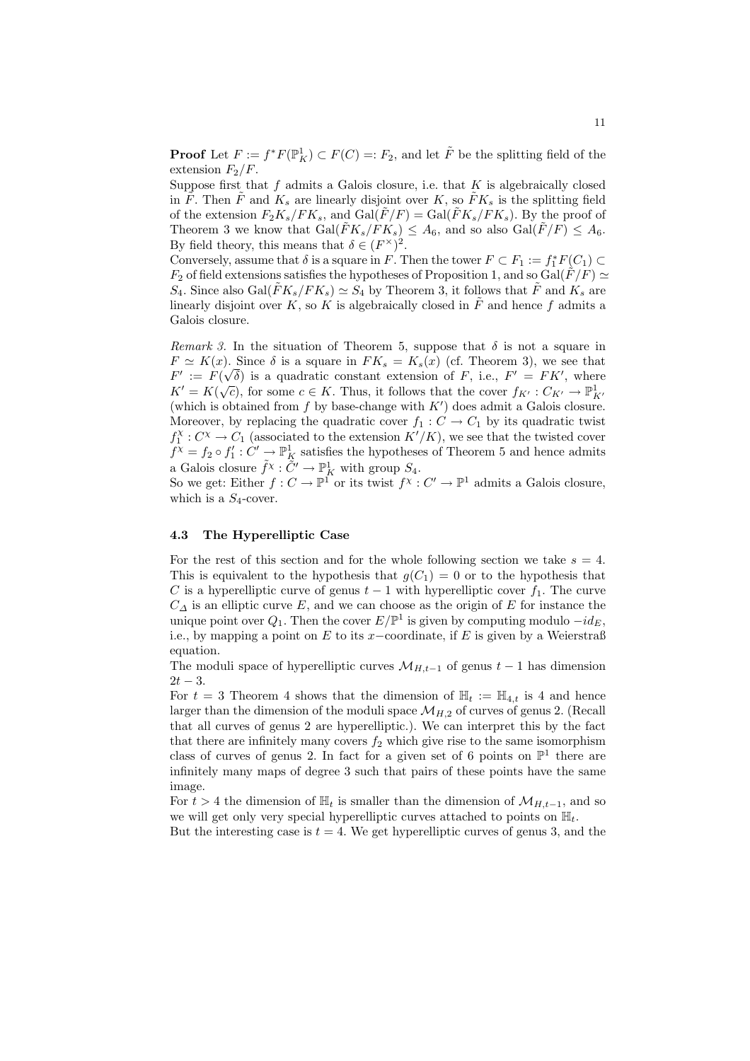**Proof** Let $F := f^*F(\mathbb{P}^1_K) \subset F(C) =: F_2$, and let $\tilde{F}$ be the splitting field of the extension $F_2/F$.

Suppose first that $f$ admits a Galois closure, i.e. that $K$ is algebraically closed in $\tilde{F}$. Then $\tilde{F}$ and $K_s$ are linearly disjoint over $K$, so $\tilde{F}K_s$ is the splitting field of the extension $F_2K_s/FK_s$, and $\mathrm{Gal}(\tilde{F}/F) = \mathrm{Gal}(\tilde{F}K_s/FK_s)$. By the proof of Theorem 3 we know that $\mathrm{Gal}(\tilde{F}K_s/FK_s) \leq A_6$, and so also $\mathrm{Gal}(\tilde{F}/F) \leq A_6$. By field theory, this means that $\delta \in (F^\times)^2$.

Conversely, assume that $\delta$ is a square in $F$. Then the tower $F \subset F_1 := f_1^*F(C_1) \subset F_2$ of field extensions satisfies the hypotheses of Proposition 1, and so $\mathrm{Gal}(\tilde{F}/F) \simeq S_4$. Since also $\mathrm{Gal}(\tilde{F}K_s/FK_s) \simeq S_4$ by Theorem 3, it follows that $\tilde{F}$ and $K_s$ are linearly disjoint over $K$, so $K$ is algebraically closed in $\tilde{F}$ and hence $f$ admits a Galois closure.

*Remark 3.* In the situation of Theorem 5, suppose that $\delta$ is not a square in $F \simeq K(x)$. Since $\delta$ is a square in $FK_s = K_s(x)$ (cf. Theorem 3), we see that $F' := F(\sqrt{\delta})$ is a quadratic constant extension of $F$, i.e., $F' = FK'$, where $K' = K(\sqrt{c})$, for some $c \in K$. Thus, it follows that the cover $f_{K'} : C_{K'} \to \mathbb{P}^1_{K'}$ (which is obtained from $f$ by base-change with $K'$) does admit a Galois closure. Moreover, by replacing the quadratic cover $f_1 : C \to C_1$ by its quadratic twist $f_1^\chi : C^\chi \to C_1$ (associated to the extension $K'/K$), we see that the twisted cover $f^\chi = f_2 \circ f_1' : C' \to \mathbb{P}^1_K$ satisfies the hypotheses of Theorem 5 and hence admits a Galois closure $\tilde{f}^\chi : \tilde{C}' \to \mathbb{P}^1_K$ with group $S_4$.

So we get: Either $f : C \to \mathbb{P}^1$ or its twist $f^\chi : C' \to \mathbb{P}^1$ admits a Galois closure, which is a $S_4$-cover.

### 4.3 The Hyperelliptic Case

For the rest of this section and for the whole following section we take $s = 4$. This is equivalent to the hypothesis that $g(C_1) = 0$ or to the hypothesis that $C$ is a hyperelliptic curve of genus $t-1$ with hyperelliptic cover $f_1$. The curve $C_\Delta$ is an elliptic curve $E$, and we can choose as the origin of $E$ for instance the unique point over $Q_1$. Then the cover $E/\mathbb{P}^1$ is given by computing modulo $-id_E$, i.e., by mapping a point on $E$ to its $x-$coordinate, if $E$ is given by a Weierstraß equation.

The moduli space of hyperelliptic curves $\mathcal{M}_{H,t-1}$ of genus $t-1$ has dimension $2t-3$.

For $t = 3$ Theorem 4 shows that the dimension of $\mathbb{H}_t := \mathbb{H}_{4,t}$ is 4 and hence larger than the dimension of the moduli space $\mathcal{M}_{H,2}$ of curves of genus 2. (Recall that all curves of genus 2 are hyperelliptic.). We can interpret this by the fact that there are infinitely many covers $f_2$ which give rise to the same isomorphism class of curves of genus 2. In fact for a given set of 6 points on $\mathbb{P}^1$ there are infinitely many maps of degree 3 such that pairs of these points have the same image.

For $t > 4$ the dimension of $\mathbb{H}_t$ is smaller than the dimension of $\mathcal{M}_{H,t-1}$, and so we will get only very special hyperelliptic curves attached to points on $\mathbb{H}_t$.

But the interesting case is $t = 4$. We get hyperelliptic curves of genus 3, and the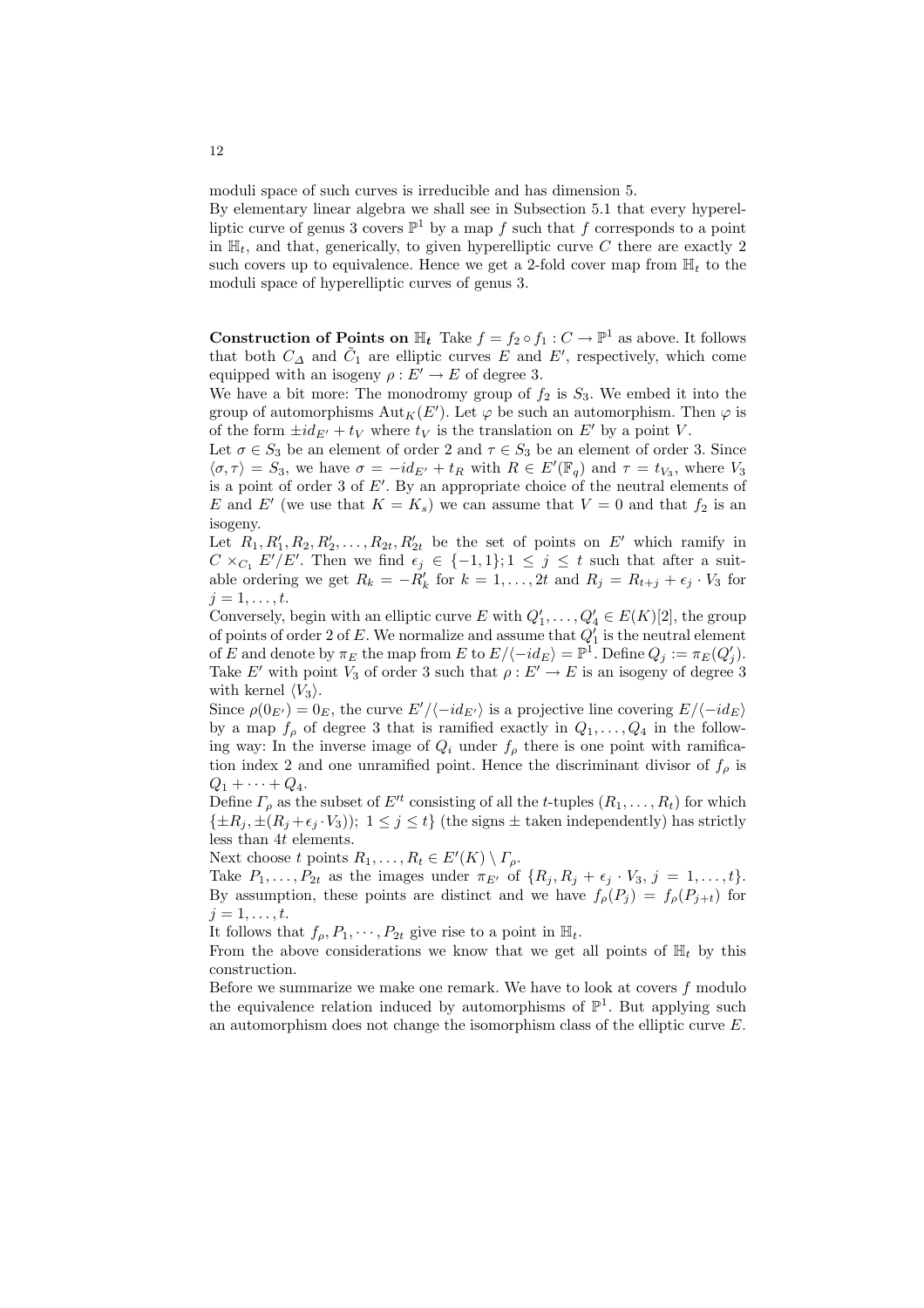moduli space of such curves is irreducible and has dimension 5.
By elementary linear algebra we shall see in Subsection 5.1 that every hyperelliptic curve of genus 3 covers $\mathbb{P}^1$ by a map $f$ such that $f$ corresponds to a point in $\mathbb{H}_t$, and that, generically, to given hyperelliptic curve $C$ there are exactly 2 such covers up to equivalence. Hence we get a 2-fold cover map from $\mathbb{H}_t$ to the moduli space of hyperelliptic curves of genus 3.

**Construction of Points on $\mathbb{H}_t$** Take $f = f_2 \circ f_1 : C \to \mathbb{P}^1$ as above. It follows that both $C_\Delta$ and $\tilde{C}_1$ are elliptic curves $E$ and $E'$, respectively, which come equipped with an isogeny $\rho : E' \to E$ of degree 3.
We have a bit more: The monodromy group of $f_2$ is $S_3$. We embed it into the group of automorphisms $\mathrm{Aut}_K(E')$. Let $\varphi$ be such an automorphism. Then $\varphi$ is of the form $\pm id_{E'} + t_V$ where $t_V$ is the translation on $E'$ by a point $V$.
Let $\sigma \in S_3$ be an element of order 2 and $\tau \in S_3$ be an element of order 3. Since $\langle \sigma, \tau \rangle = S_3$, we have $\sigma = -id_{E'} + t_R$ with $R \in E'(\mathbb{F}_q)$ and $\tau = t_{V_3}$, where $V_3$ is a point of order 3 of $E'$. By an appropriate choice of the neutral elements of $E$ and $E'$ (we use that $K = K_s$) we can assume that $V = 0$ and that $f_2$ is an isogeny.
Let $R_1, R'_1, R_2, R'_2, \ldots, R_{2t}, R'_{2t}$ be the set of points on $E'$ which ramify in $C \times_{C_1} E'/E'$. Then we find $\epsilon_j \in \{-1, 1\}; 1 \le j \le t$ such that after a suitable ordering we get $R_k = -R'_k$ for $k = 1, \ldots, 2t$ and $R_j = R_{t+j} + \epsilon_j \cdot V_3$ for $j = 1, \ldots, t$.
Conversely, begin with an elliptic curve $E$ with $Q'_1, \ldots, Q'_4 \in E(K)[2]$, the group of points of order 2 of $E$. We normalize and assume that $Q'_1$ is the neutral element of $E$ and denote by $\pi_E$ the map from $E$ to $E/\langle -id_E \rangle = \mathbb{P}^1$. Define $Q_j := \pi_E(Q'_j)$. Take $E'$ with point $V_3$ of order 3 such that $\rho : E' \to E$ is an isogeny of degree 3 with kernel $\langle V_3 \rangle$.
Since $\rho(0_{E'}) = 0_E$, the curve $E'/\langle -id_{E'} \rangle$ is a projective line covering $E/\langle -id_E \rangle$ by a map $f_\rho$ of degree 3 that is ramified exactly in $Q_1, \ldots, Q_4$ in the following way: In the inverse image of $Q_i$ under $f_\rho$ there is one point with ramification index 2 and one unramified point. Hence the discriminant divisor of $f_\rho$ is $Q_1 + \cdots + Q_4$.
Define $\Gamma_\rho$ as the subset of $E'^t$ consisting of all the $t$-tuples $(R_1, \ldots, R_t)$ for which $\{\pm R_j, \pm(R_j + \epsilon_j \cdot V_3));\ 1 \le j \le t\}$ (the signs $\pm$ taken independently) has strictly less than $4t$ elements.
Next choose $t$ points $R_1, \ldots, R_t \in E'(K) \setminus \Gamma_\rho$.
Take $P_1, \ldots, P_{2t}$ as the images under $\pi_{E'}$ of $\{R_j, R_j + \epsilon_j \cdot V_3,\ j = 1, \ldots, t\}$. By assumption, these points are distinct and we have $f_\rho(P_j) = f_\rho(P_{j+t})$ for $j = 1, \ldots, t$.
It follows that $f_\rho, P_1, \cdots, P_{2t}$ give rise to a point in $\mathbb{H}_t$.
From the above considerations we know that we get all points of $\mathbb{H}_t$ by this construction.
Before we summarize we make one remark. We have to look at covers $f$ modulo the equivalence relation induced by automorphisms of $\mathbb{P}^1$. But applying such an automorphism does not change the isomorphism class of the elliptic curve $E$.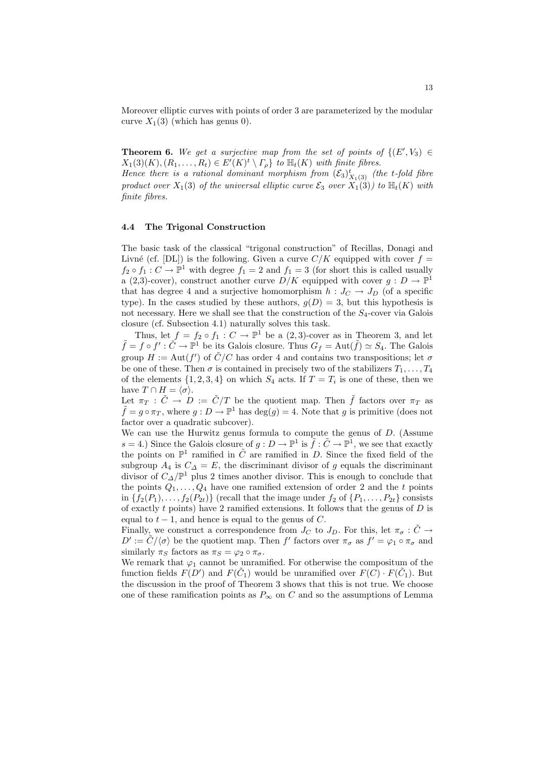Moreover elliptic curves with points of order 3 are parameterized by the modular curve $X_1(3)$ (which has genus 0).

**Theorem 6.** *We get a surjective map from the set of points of* $\{(E', V_3) \in X_1(3)(K), (R_1, \ldots, R_t) \in E'(K)^t \setminus \Gamma_\rho\}$ *to* $\mathbb{H}_t(K)$ *with finite fibres.*
*Hence there is a rational dominant morphism from* $(\mathcal{E}_3)^t_{X_1(3)}$ *(the t-fold fibre product over* $X_1(3)$ *of the universal elliptic curve* $\mathcal{E}_3$ *over* $X_1(3)$*) to* $\mathbb{H}_t(K)$ *with finite fibres.*

### 4.4 The Trigonal Construction

The basic task of the classical "trigonal construction" of Recillas, Donagi and Livné (cf. [DL]) is the following. Given a curve $C/K$ equipped with cover $f = f_2 \circ f_1 : C \to \mathbb{P}^1$ with degree $f_1 = 2$ and $f_1 = 3$ (for short this is called usually a (2,3)-cover), construct another curve $D/K$ equipped with cover $g : D \to \mathbb{P}^1$ that has degree 4 and a surjective homomorphism $h : J_C \to J_D$ (of a specific type). In the cases studied by these authors, $g(D) = 3$, but this hypothesis is not necessary. Here we shall see that the construction of the $S_4$-cover via Galois closure (cf. Subsection 4.1) naturally solves this task.

Thus, let $f = f_2 \circ f_1 : C \to \mathbb{P}^1$ be a $(2,3)$-cover as in Theorem 3, and let $\tilde{f} = f \circ f' : \tilde{C} \to \mathbb{P}^1$ be its Galois closure. Thus $G_f = \mathrm{Aut}(\tilde{f}) \simeq S_4$. The Galois group $H := \mathrm{Aut}(f')$ of $\tilde{C}/C$ has order 4 and contains two transpositions; let $\sigma$ be one of these. Then $\sigma$ is contained in precisely two of the stabilizers $T_1, \ldots, T_4$ of the elements $\{1, 2, 3, 4\}$ on which $S_4$ acts. If $T = T_i$ is one of these, then we have $T \cap H = \langle \sigma \rangle$.
Let $\pi_T : \tilde{C} \to D := \tilde{C}/T$ be the quotient map. Then $\tilde{f}$ factors over $\pi_T$ as $\tilde{f} = g \circ \pi_T$, where $g : D \to \mathbb{P}^1$ has $\deg(g) = 4$. Note that $g$ is primitive (does not factor over a quadratic subcover).
We can use the Hurwitz genus formula to compute the genus of $D$. (Assume $s = 4$.) Since the Galois closure of $g : D \to \mathbb{P}^1$ is $\tilde{f} : \tilde{C} \to \mathbb{P}^1$, we see that exactly the points on $\mathbb{P}^1$ ramified in $\tilde{C}$ are ramified in $D$. Since the fixed field of the subgroup $A_4$ is $C_\Delta = E$, the discriminant divisor of $g$ equals the discriminant divisor of $C_\Delta/\mathbb{P}^1$ plus 2 times another divisor. This is enough to conclude that the points $Q_1, \ldots, Q_4$ have one ramified extension of order 2 and the $t$ points in $\{f_2(P_1), \ldots, f_2(P_{2t})\}$ (recall that the image under $f_2$ of $\{P_1, \ldots, P_{2t}\}$ consists of exactly $t$ points) have 2 ramified extensions. It follows that the genus of $D$ is equal to $t - 1$, and hence is equal to the genus of $C$.
Finally, we construct a correspondence from $J_C$ to $J_D$. For this, let $\pi_\sigma : \tilde{C} \to D' := \tilde{C}/\langle \sigma \rangle$ be the quotient map. Then $f'$ factors over $\pi_\sigma$ as $f' = \varphi_1 \circ \pi_\sigma$ and similarly $\pi_S$ factors as $\pi_S = \varphi_2 \circ \pi_\sigma$.
We remark that $\varphi_1$ cannot be unramified. For otherwise the compositum of the function fields $F(D')$ and $F(\tilde{C}_1)$ would be unramified over $F(C) \cdot F(\tilde{C}_1)$. But the discussion in the proof of Theorem 3 shows that this is not true. We choose one of these ramification points as $P_\infty$ on $C$ and so the assumptions of Lemma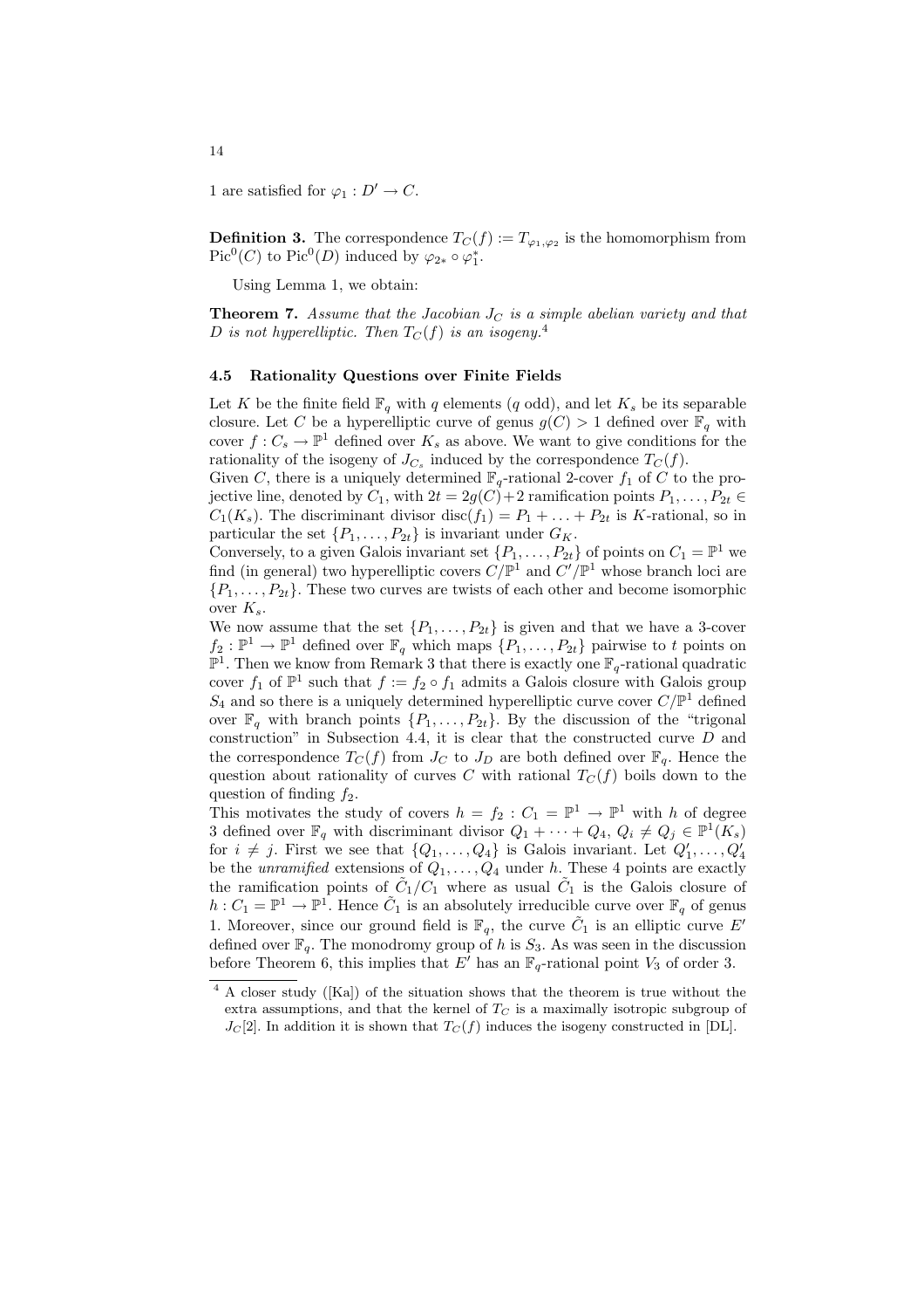1 are satisfied for $\varphi_1 : D' \to C$.

**Definition 3.** The correspondence $T_C(f) := T_{\varphi_1,\varphi_2}$ is the homomorphism from $\mathrm{Pic}^0(C)$ to $\mathrm{Pic}^0(D)$ induced by $\varphi_{2*} \circ \varphi_1^*$.

Using Lemma 1, we obtain:

**Theorem 7.** *Assume that the Jacobian $J_C$ is a simple abelian variety and that $D$ is not hyperelliptic. Then $T_C(f)$ is an isogeny.*[4]

### 4.5 Rationality Questions over Finite Fields

Let $K$ be the finite field $\mathbb{F}_q$ with $q$ elements ($q$ odd), and let $K_s$ be its separable closure. Let $C$ be a hyperelliptic curve of genus $g(C) > 1$ defined over $\mathbb{F}_q$ with cover $f : C_s \to \mathbb{P}^1$ defined over $K_s$ as above. We want to give conditions for the rationality of the isogeny of $J_{C_s}$ induced by the correspondence $T_C(f)$.

Given $C$, there is a uniquely determined $\mathbb{F}_q$-rational 2-cover $f_1$ of $C$ to the projective line, denoted by $C_1$, with $2t = 2g(C)+2$ ramification points $P_1, \ldots, P_{2t} \in C_1(K_s)$. The discriminant divisor $\mathrm{disc}(f_1) = P_1 + \ldots + P_{2t}$ is $K$-rational, so in particular the set $\{P_1, \ldots, P_{2t}\}$ is invariant under $G_K$.

Conversely, to a given Galois invariant set $\{P_1, \ldots, P_{2t}\}$ of points on $C_1 = \mathbb{P}^1$ we find (in general) two hyperelliptic covers $C/\mathbb{P}^1$ and $C'/\mathbb{P}^1$ whose branch loci are $\{P_1, \ldots, P_{2t}\}$. These two curves are twists of each other and become isomorphic over $K_s$.

We now assume that the set $\{P_1, \ldots, P_{2t}\}$ is given and that we have a 3-cover $f_2 : \mathbb{P}^1 \to \mathbb{P}^1$ defined over $\mathbb{F}_q$ which maps $\{P_1, \ldots, P_{2t}\}$ pairwise to $t$ points on $\mathbb{P}^1$. Then we know from Remark 3 that there is exactly one $\mathbb{F}_q$-rational quadratic cover $f_1$ of $\mathbb{P}^1$ such that $f := f_2 \circ f_1$ admits a Galois closure with Galois group $S_4$ and so there is a uniquely determined hyperelliptic curve cover $C/\mathbb{P}^1$ defined over $\mathbb{F}_q$ with branch points $\{P_1, \ldots, P_{2t}\}$. By the discussion of the "trigonal construction" in Subsection 4.4, it is clear that the constructed curve $D$ and the correspondence $T_C(f)$ from $J_C$ to $J_D$ are both defined over $\mathbb{F}_q$. Hence the question about rationality of curves $C$ with rational $T_C(f)$ boils down to the question of finding $f_2$.

This motivates the study of covers $h = f_2 : C_1 = \mathbb{P}^1 \to \mathbb{P}^1$ with $h$ of degree 3 defined over $\mathbb{F}_q$ with discriminant divisor $Q_1 + \cdots + Q_4$, $Q_i \neq Q_j \in \mathbb{P}^1(K_s)$ for $i \neq j$. First we see that $\{Q_1, \ldots, Q_4\}$ is Galois invariant. Let $Q_1', \ldots, Q_4'$ be the *unramified* extensions of $Q_1, \ldots, Q_4$ under $h$. These 4 points are exactly the ramification points of $\tilde{C}_1/C_1$ where as usual $\tilde{C}_1$ is the Galois closure of $h : C_1 = \mathbb{P}^1 \to \mathbb{P}^1$. Hence $\tilde{C}_1$ is an absolutely irreducible curve over $\mathbb{F}_q$ of genus 1. Moreover, since our ground field is $\mathbb{F}_q$, the curve $\tilde{C}_1$ is an elliptic curve $E'$ defined over $\mathbb{F}_q$. The monodromy group of $h$ is $S_3$. As was seen in the discussion before Theorem 6, this implies that $E'$ has an $\mathbb{F}_q$-rational point $V_3$ of order 3.

---

[4] A closer study ([Ka]) of the situation shows that the theorem is true without the extra assumptions, and that the kernel of $T_C$ is a maximally isotropic subgroup of $J_C[2]$. In addition it is shown that $T_C(f)$ induces the isogeny constructed in [DL].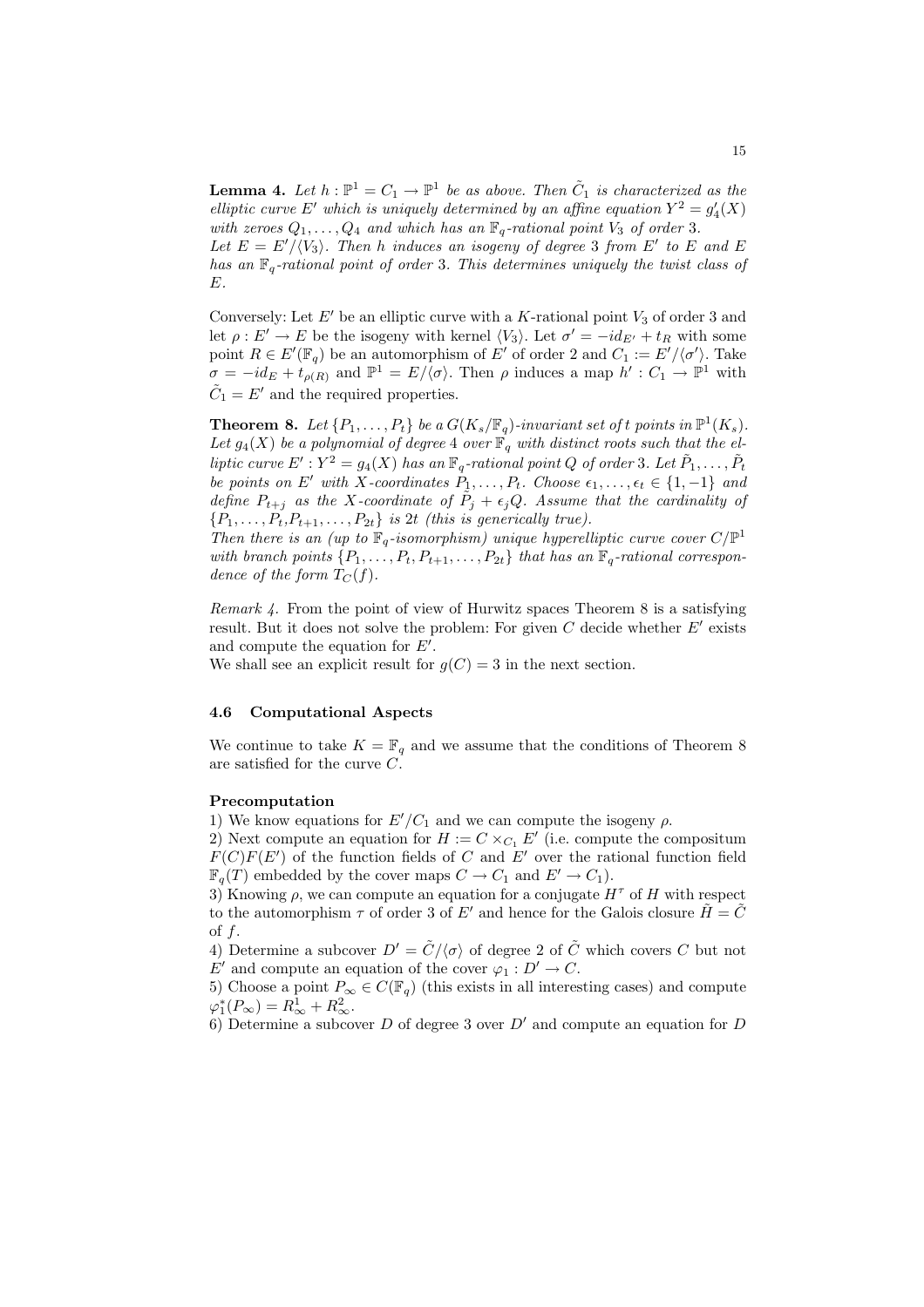**Lemma 4.** *Let $h : \mathbb{P}^1 = C_1 \to \mathbb{P}^1$ be as above. Then $\tilde{C}_1$ is characterized as the elliptic curve $E'$ which is uniquely determined by an affine equation $Y^2 = g_4'(X)$ with zeroes $Q_1, \ldots, Q_4$ and which has an $\mathbb{F}_q$-rational point $V_3$ of order 3.*
*Let $E = E'/\langle V_3 \rangle$. Then $h$ induces an isogeny of degree 3 from $E'$ to $E$ and $E$ has an $\mathbb{F}_q$-rational point of order 3. This determines uniquely the twist class of $E$.*

Conversely: Let $E'$ be an elliptic curve with a $K$-rational point $V_3$ of order 3 and let $\rho : E' \to E$ be the isogeny with kernel $\langle V_3 \rangle$. Let $\sigma' = -id_{E'} + t_R$ with some point $R \in E'(\mathbb{F}_q)$ be an automorphism of $E'$ of order 2 and $C_1 := E'/\langle \sigma' \rangle$. Take $\sigma = -id_E + t_{\rho(R)}$ and $\mathbb{P}^1 = E/\langle \sigma \rangle$. Then $\rho$ induces a map $h' : C_1 \to \mathbb{P}^1$ with $\tilde{C}_1 = E'$ and the required properties.

**Theorem 8.** *Let $\{P_1, \ldots, P_t\}$ be a $G(K_s/\mathbb{F}_q)$-invariant set of $t$ points in $\mathbb{P}^1(K_s)$. Let $g_4(X)$ be a polynomial of degree 4 over $\mathbb{F}_q$ with distinct roots such that the elliptic curve $E' : Y^2 = g_4(X)$ has an $\mathbb{F}_q$-rational point $Q$ of order 3. Let $\tilde{P}_1, \ldots, \tilde{P}_t$ be points on $E'$ with $X$-coordinates $P_1, \ldots, P_t$. Choose $\epsilon_1, \ldots, \epsilon_t \in \{1, -1\}$ and define $P_{t+j}$ as the $X$-coordinate of $\tilde{P}_j + \epsilon_j Q$. Assume that the cardinality of $\{P_1, \ldots, P_t, P_{t+1}, \ldots, P_{2t}\}$ is $2t$ (this is generically true).*
*Then there is an (up to $\mathbb{F}_q$-isomorphism) unique hyperelliptic curve cover $C/\mathbb{P}^1$ with branch points $\{P_1, \ldots, P_t, P_{t+1}, \ldots, P_{2t}\}$ that has an $\mathbb{F}_q$-rational correspondence of the form $T_C(f)$.*

*Remark 4.* From the point of view of Hurwitz spaces Theorem 8 is a satisfying result. But it does not solve the problem: For given $C$ decide whether $E'$ exists and compute the equation for $E'$.
We shall see an explicit result for $g(C) = 3$ in the next section.

### 4.6 Computational Aspects

We continue to take $K = \mathbb{F}_q$ and we assume that the conditions of Theorem 8 are satisfied for the curve $C$.

**Precomputation**

1) We know equations for $E'/C_1$ and we can compute the isogeny $\rho$.
2) Next compute an equation for $H := C \times_{C_1} E'$ (i.e. compute the compositum $F(C)F(E')$ of the function fields of $C$ and $E'$ over the rational function field $\mathbb{F}_q(T)$ embedded by the cover maps $C \to C_1$ and $E' \to C_1$).
3) Knowing $\rho$, we can compute an equation for a conjugate $H^\tau$ of $H$ with respect to the automorphism $\tau$ of order 3 of $E'$ and hence for the Galois closure $\tilde{H} = \tilde{C}$ of $f$.
4) Determine a subcover $D' = \tilde{C}/\langle \sigma \rangle$ of degree 2 of $\tilde{C}$ which covers $C$ but not $E'$ and compute an equation of the cover $\varphi_1 : D' \to C$.
5) Choose a point $P_\infty \in C(\mathbb{F}_q)$ (this exists in all interesting cases) and compute $\varphi_1^*(P_\infty) = R_\infty^1 + R_\infty^2$.
6) Determine a subcover $D$ of degree 3 over $D'$ and compute an equation for $D$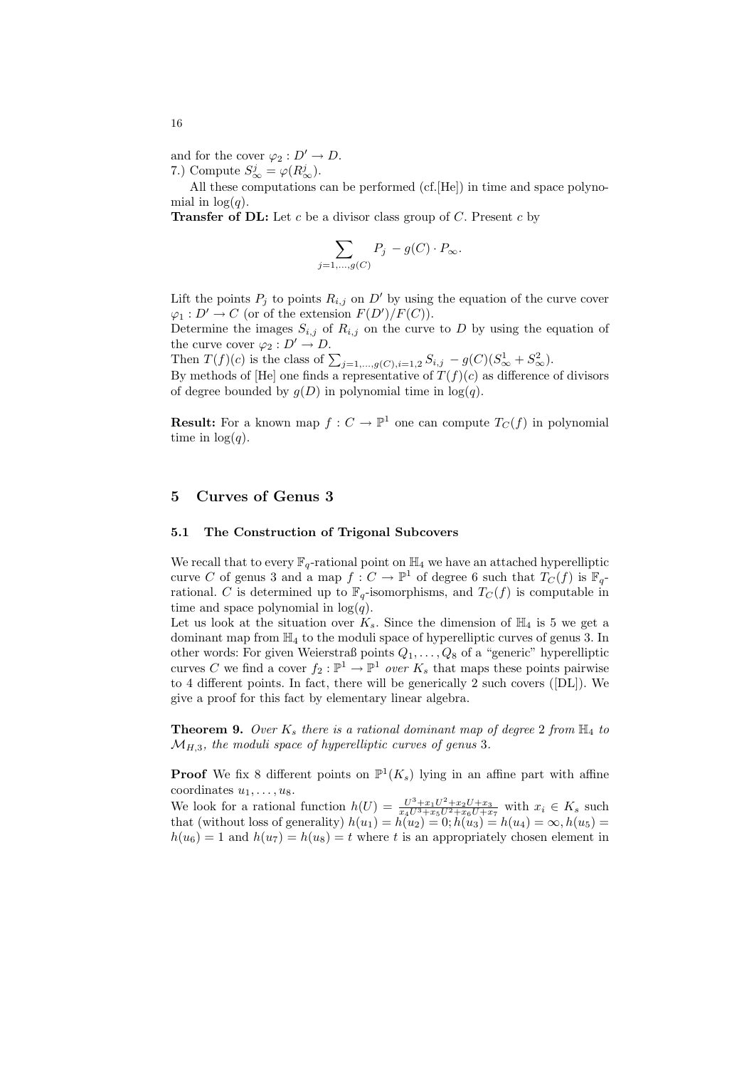and for the cover $\varphi_2 : D' \to D$.

7.) Compute $S_\infty^j = \varphi(R_\infty^j)$.

All these computations can be performed (cf.[He]) in time and space polynomial in $\log(q)$.

**Transfer of DL:** Let $c$ be a divisor class group of $C$. Present $c$ by

$$\sum_{j=1,\dots,g(C)} P_j \; - g(C) \cdot P_\infty.$$

Lift the points $P_j$ to points $R_{i,j}$ on $D'$ by using the equation of the curve cover $\varphi_1 : D' \to C$ (or of the extension $F(D')/F(C)$).
Determine the images $S_{i,j}$ of $R_{i,j}$ on the curve to $D$ by using the equation of the curve cover $\varphi_2 : D' \to D$.
Then $T(f)(c)$ is the class of $\sum_{j=1,\dots,g(C), i=1,2} S_{i,j} \, - g(C)(S_\infty^1 + S_\infty^2)$.
By methods of [He] one finds a representative of $T(f)(c)$ as difference of divisors of degree bounded by $g(D)$ in polynomial time in $\log(q)$.

**Result:** For a known map $f : C \to \mathbb{P}^1$ one can compute $T_C(f)$ in polynomial time in $\log(q)$.

## 5 Curves of Genus 3

### 5.1 The Construction of Trigonal Subcovers

We recall that to every $\mathbb{F}_q$-rational point on $\mathbb{H}_4$ we have an attached hyperelliptic curve $C$ of genus 3 and a map $f : C \to \mathbb{P}^1$ of degree 6 such that $T_C(f)$ is $\mathbb{F}_q$-rational. $C$ is determined up to $\mathbb{F}_q$-isomorphisms, and $T_C(f)$ is computable in time and space polynomial in $\log(q)$.
Let us look at the situation over $K_s$. Since the dimension of $\mathbb{H}_4$ is 5 we get a dominant map from $\mathbb{H}_4$ to the moduli space of hyperelliptic curves of genus 3. In other words: For given Weierstraß points $Q_1, \dots, Q_8$ of a "generic" hyperelliptic curves $C$ we find a cover $f_2 : \mathbb{P}^1 \to \mathbb{P}^1$ *over* $K_s$ that maps these points pairwise to 4 different points. In fact, there will be generically 2 such covers ([DL]). We give a proof for this fact by elementary linear algebra.

**Theorem 9.** *Over $K_s$ there is a rational dominant map of degree 2 from $\mathbb{H}_4$ to $\mathcal{M}_{H,3}$, the moduli space of hyperelliptic curves of genus 3.*

**Proof** We fix 8 different points on $\mathbb{P}^1(K_s)$ lying in an affine part with affine coordinates $u_1, \dots, u_8$.
We look for a rational function $h(U) = \frac{U^3 + x_1 U^2 + x_2 U + x_3}{x_4 U^3 + x_5 U^2 + x_6 U + x_7}$ with $x_i \in K_s$ such that (without loss of generality) $h(u_1) = h(u_2) = 0; h(u_3) = h(u_4) = \infty, h(u_5) = h(u_6) = 1$ and $h(u_7) = h(u_8) = t$ where $t$ is an appropriately chosen element in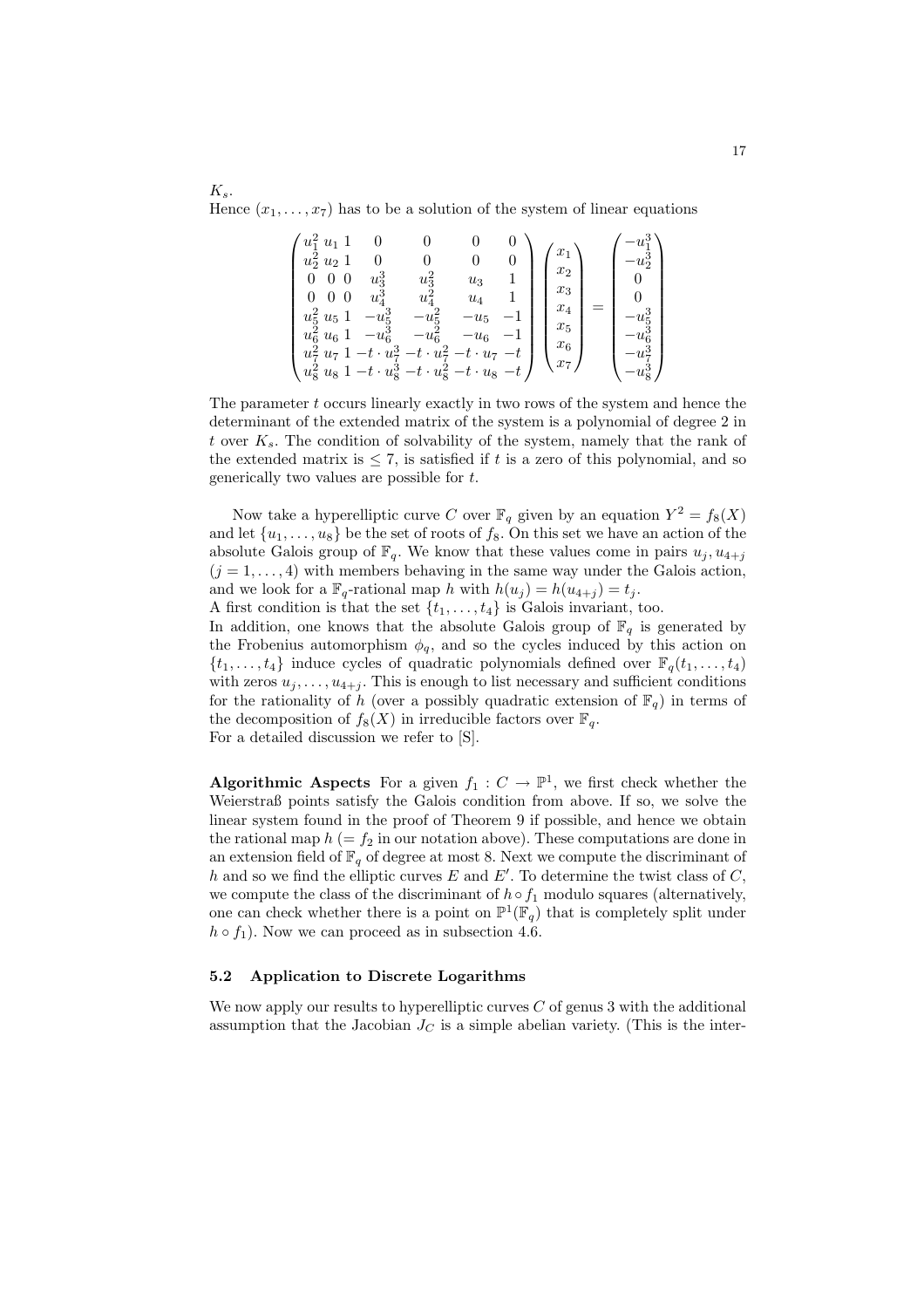$K_s$.

Hence $(x_1, \ldots, x_7)$ has to be a solution of the system of linear equations

$$\begin{pmatrix} u_1^2 & u_1 & 1 & 0 & 0 & 0 & 0 \\ u_2^2 & u_2 & 1 & 0 & 0 & 0 & 0 \\ 0 & 0 & 0 & u_3^3 & u_3^2 & u_3 & 1 \\ 0 & 0 & 0 & u_4^3 & u_4^2 & u_4 & 1 \\ u_5^2 & u_5 & 1 & -u_5^3 & -u_5^2 & -u_5 & -1 \\ u_6^2 & u_6 & 1 & -u_6^3 & -u_6^2 & -u_6 & -1 \\ u_7^2 & u_7 & 1 & -t \cdot u_7^3 & -t \cdot u_7^2 & -t \cdot u_7 & -t \\ u_8^2 & u_8 & 1 & -t \cdot u_8^3 & -t \cdot u_8^2 & -t \cdot u_8 & -t \end{pmatrix} \begin{pmatrix} x_1 \\ x_2 \\ x_3 \\ x_4 \\ x_5 \\ x_6 \\ x_7 \end{pmatrix} = \begin{pmatrix} -u_1^3 \\ -u_2^3 \\ 0 \\ 0 \\ -u_5^3 \\ -u_6^3 \\ -u_7^3 \\ -u_8^3 \end{pmatrix}$$

The parameter $t$ occurs linearly exactly in two rows of the system and hence the determinant of the extended matrix of the system is a polynomial of degree 2 in $t$ over $K_s$. The condition of solvability of the system, namely that the rank of the extended matrix is $\leq 7$, is satisfied if $t$ is a zero of this polynomial, and so generically two values are possible for $t$.

Now take a hyperelliptic curve $C$ over $\mathbb{F}_q$ given by an equation $Y^2 = f_8(X)$ and let $\{u_1, \ldots, u_8\}$ be the set of roots of $f_8$. On this set we have an action of the absolute Galois group of $\mathbb{F}_q$. We know that these values come in pairs $u_j, u_{4+j}$ ($j = 1, \ldots, 4$) with members behaving in the same way under the Galois action, and we look for a $\mathbb{F}_q$-rational map $h$ with $h(u_j) = h(u_{4+j}) = t_j$.
A first condition is that the set $\{t_1, \ldots, t_4\}$ is Galois invariant, too.
In addition, one knows that the absolute Galois group of $\mathbb{F}_q$ is generated by the Frobenius automorphism $\phi_q$, and so the cycles induced by this action on $\{t_1, \ldots, t_4\}$ induce cycles of quadratic polynomials defined over $\mathbb{F}_q(t_1, \ldots, t_4)$ with zeros $u_j, \ldots, u_{4+j}$. This is enough to list necessary and sufficient conditions for the rationality of $h$ (over a possibly quadratic extension of $\mathbb{F}_q$) in terms of the decomposition of $f_8(X)$ in irreducible factors over $\mathbb{F}_q$.
For a detailed discussion we refer to [S].

**Algorithmic Aspects** For a given $f_1 : C \to \mathbb{P}^1$, we first check whether the Weierstraß points satisfy the Galois condition from above. If so, we solve the linear system found in the proof of Theorem 9 if possible, and hence we obtain the rational map $h$ ($= f_2$ in our notation above). These computations are done in an extension field of $\mathbb{F}_q$ of degree at most 8. Next we compute the discriminant of $h$ and so we find the elliptic curves $E$ and $E'$. To determine the twist class of $C$, we compute the class of the discriminant of $h \circ f_1$ modulo squares (alternatively, one can check whether there is a point on $\mathbb{P}^1(\mathbb{F}_q)$ that is completely split under $h \circ f_1$). Now we can proceed as in subsection 4.6.

### 5.2 Application to Discrete Logarithms

We now apply our results to hyperelliptic curves $C$ of genus 3 with the additional assumption that the Jacobian $J_C$ is a simple abelian variety. (This is the inter-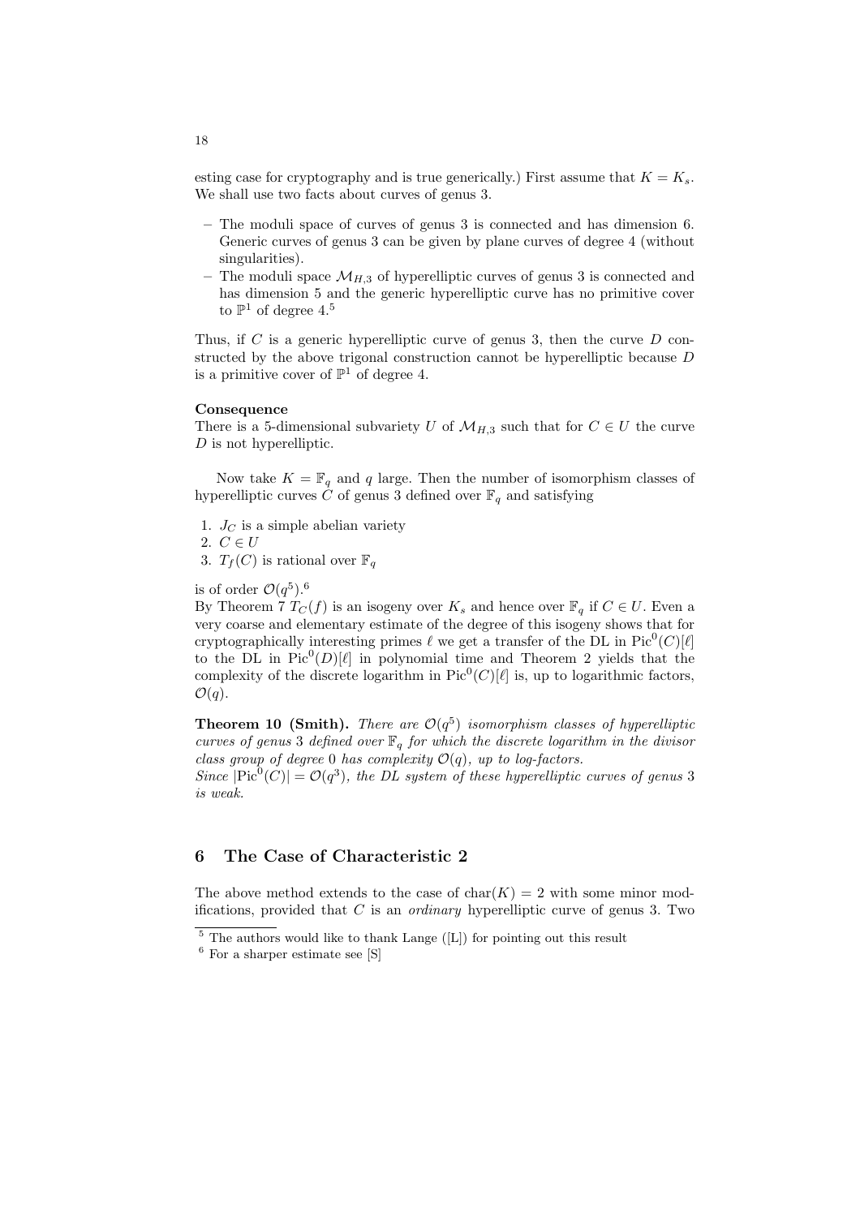esting case for cryptography and is true generically.) First assume that $K = K_s$. We shall use two facts about curves of genus 3.

- The moduli space of curves of genus 3 is connected and has dimension 6. Generic curves of genus 3 can be given by plane curves of degree 4 (without singularities).
- The moduli space $\mathcal{M}_{H,3}$ of hyperelliptic curves of genus 3 is connected and has dimension 5 and the generic hyperelliptic curve has no primitive cover to $\mathbb{P}^1$ of degree 4.[5]

Thus, if $C$ is a generic hyperelliptic curve of genus 3, then the curve $D$ constructed by the above trigonal construction cannot be hyperelliptic because $D$ is a primitive cover of $\mathbb{P}^1$ of degree 4.

**Consequence**
There is a 5-dimensional subvariety $U$ of $\mathcal{M}_{H,3}$ such that for $C \in U$ the curve $D$ is not hyperelliptic.

Now take $K = \mathbb{F}_q$ and $q$ large. Then the number of isomorphism classes of hyperelliptic curves $C$ of genus 3 defined over $\mathbb{F}_q$ and satisfying

1. $J_C$ is a simple abelian variety
2. $C \in U$
3. $T_f(C)$ is rational over $\mathbb{F}_q$

is of order $\mathcal{O}(q^5)$.[6]
By Theorem 7 $T_C(f)$ is an isogeny over $K_s$ and hence over $\mathbb{F}_q$ if $C \in U$. Even a very coarse and elementary estimate of the degree of this isogeny shows that for cryptographically interesting primes $\ell$ we get a transfer of the DL in $\mathrm{Pic}^0(C)[\ell]$ to the DL in $\mathrm{Pic}^0(D)[\ell]$ in polynomial time and Theorem 2 yields that the complexity of the discrete logarithm in $\mathrm{Pic}^0(C)[\ell]$ is, up to logarithmic factors, $\mathcal{O}(q)$.

**Theorem 10 (Smith).** *There are $\mathcal{O}(q^5)$ isomorphism classes of hyperelliptic curves of genus 3 defined over $\mathbb{F}_q$ for which the discrete logarithm in the divisor class group of degree 0 has complexity $\mathcal{O}(q)$, up to log-factors.*
*Since $|\mathrm{Pic}^0(C)| = \mathcal{O}(q^3)$, the DL system of these hyperelliptic curves of genus 3 is weak.*

## 6 The Case of Characteristic 2

The above method extends to the case of $\mathrm{char}(K) = 2$ with some minor modifications, provided that $C$ is an *ordinary* hyperelliptic curve of genus 3. Two

[5] The authors would like to thank Lange ([L]) for pointing out this result

[6] For a sharper estimate see [S]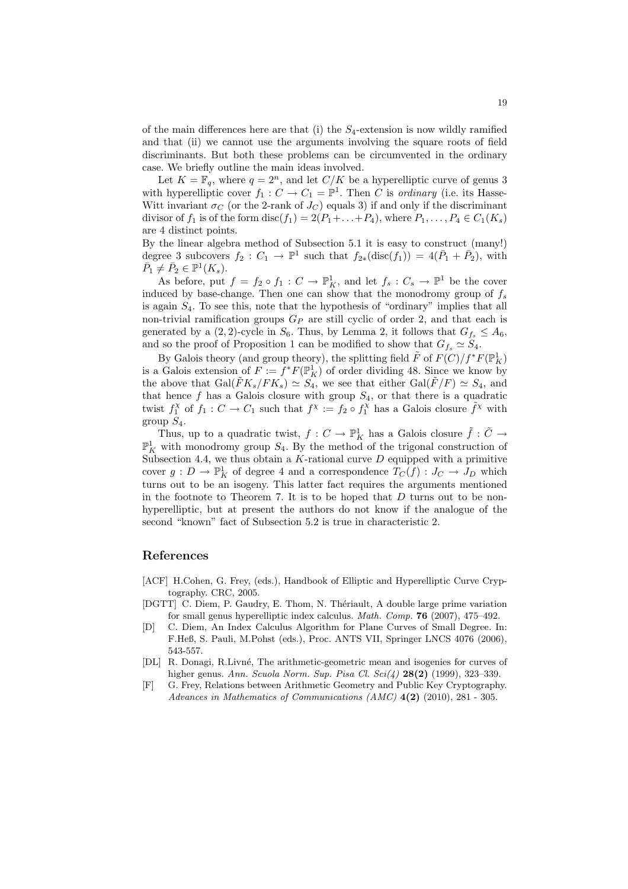of the main differences here are that (i) the $S_4$-extension is now wildly ramified and that (ii) we cannot use the arguments involving the square roots of field discriminants. But both these problems can be circumvented in the ordinary case. We briefly outline the main ideas involved.

Let $K = \mathbb{F}_q$, where $q = 2^n$, and let $C/K$ be a hyperelliptic curve of genus 3 with hyperelliptic cover $f_1 : C \to C_1 = \mathbb{P}^1$. Then $C$ is *ordinary* (i.e. its Hasse-Witt invariant $\sigma_C$ (or the 2-rank of $J_C$) equals 3) if and only if the discriminant divisor of $f_1$ is of the form $\mathrm{disc}(f_1) = 2(P_1 + \ldots + P_4)$, where $P_1, \ldots, P_4 \in C_1(K_s)$ are 4 distinct points.

By the linear algebra method of Subsection 5.1 it is easy to construct (many!) degree 3 subcovers $f_2 : C_1 \to \mathbb{P}^1$ such that $f_{2*}(\mathrm{disc}(f_1)) = 4(\bar{P}_1 + \bar{P}_2)$, with $\bar{P}_1 \neq \bar{P}_2 \in \mathbb{P}^1(K_s)$.

As before, put $f = f_2 \circ f_1 : C \to \mathbb{P}^1_K$, and let $f_s : C_s \to \mathbb{P}^1$ be the cover induced by base-change. Then one can show that the monodromy group of $f_s$ is again $S_4$. To see this, note that the hypothesis of "ordinary" implies that all non-trivial ramification groups $G_P$ are still cyclic of order 2, and that each is generated by a $(2,2)$-cycle in $S_6$. Thus, by Lemma 2, it follows that $G_{f_s} \leq A_6$, and so the proof of Proposition 1 can be modified to show that $G_{f_s} \simeq S_4$.

By Galois theory (and group theory), the splitting field $\tilde{F}$ of $F(C)/f^*F(\mathbb{P}^1_K)$ is a Galois extension of $F := f^*F(\mathbb{P}^1_K)$ of order dividing 48. Since we know by the above that $\mathrm{Gal}(\tilde{F}K_s/FK_s) \simeq S_4$, we see that either $\mathrm{Gal}(\tilde{F}/F) \simeq S_4$, and that hence $f$ has a Galois closure with group $S_4$, or that there is a quadratic twist $f_1^\chi$ of $f_1 : C \to C_1$ such that $f^\chi := f_2 \circ f_1^\chi$ has a Galois closure $\tilde{f}^\chi$ with group $S_4$.

Thus, up to a quadratic twist, $f : C \to \mathbb{P}^1_K$ has a Galois closure $\tilde{f} : \tilde{C} \to \mathbb{P}^1_K$ with monodromy group $S_4$. By the method of the trigonal construction of Subsection 4.4, we thus obtain a $K$-rational curve $D$ equipped with a primitive cover $g : D \to \mathbb{P}^1_K$ of degree 4 and a correspondence $T_C(f) : J_C \to J_D$ which turns out to be an isogeny. This latter fact requires the arguments mentioned in the footnote to Theorem 7. It is to be hoped that $D$ turns out to be non-hyperelliptic, but at present the authors do not know if the analogue of the second "known" fact of Subsection 5.2 is true in characteristic 2.

## References

[ACF] H.Cohen, G. Frey, (eds.), Handbook of Elliptic and Hyperelliptic Curve Cryptography. CRC, 2005.

[DGTT] C. Diem, P. Gaudry, E. Thom, N. Thériault, A double large prime variation for small genus hyperelliptic index calculus. *Math. Comp.* **76** (2007), 475–492.

[D] C. Diem, An Index Calculus Algorithm for Plane Curves of Small Degree. In: F.Heß, S. Pauli, M.Pohst (eds.), Proc. ANTS VII, Springer LNCS 4076 (2006), 543-557.

[DL] R. Donagi, R.Livné, The arithmetic-geometric mean and isogenies for curves of higher genus. *Ann. Scuola Norm. Sup. Pisa Cl. Sci(4)* **28(2)** (1999), 323–339.

[F] G. Frey, Relations between Arithmetic Geometry and Public Key Cryptography. *Advances in Mathematics of Communications (AMC)* **4(2)** (2010), 281 - 305.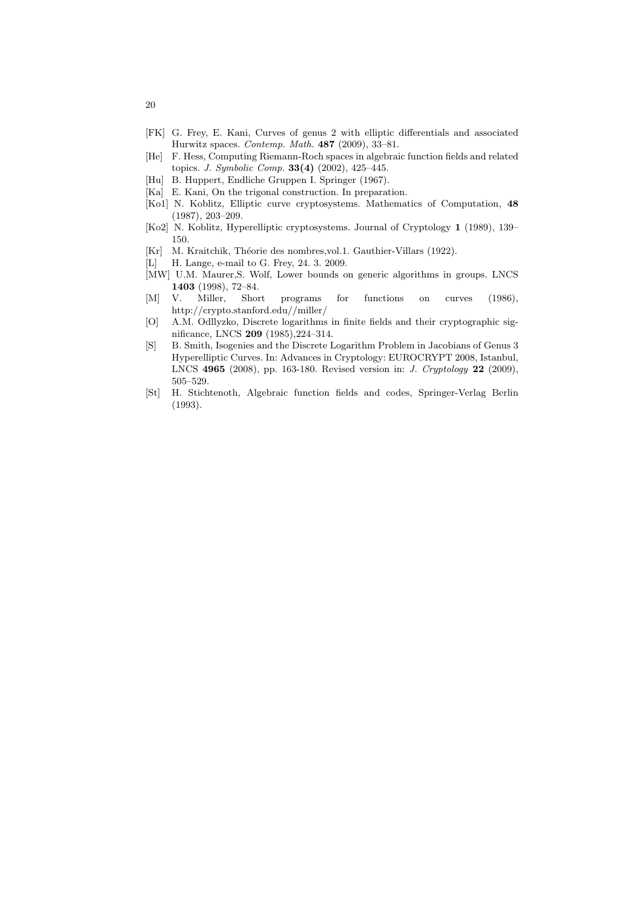[FK] G. Frey, E. Kani, Curves of genus 2 with elliptic differentials and associated Hurwitz spaces. *Contemp. Math.* **487** (2009), 33–81.

[He] F. Hess, Computing Riemann-Roch spaces in algebraic function fields and related topics. *J. Symbolic Comp.* **33(4)** (2002), 425–445.

[Hu] B. Huppert, Endliche Gruppen I. Springer (1967).

[Ka] E. Kani, On the trigonal construction. In preparation.

[Ko1] N. Koblitz, Elliptic curve cryptosystems. Mathematics of Computation, **48** (1987), 203–209.

[Ko2] N. Koblitz, Hyperelliptic cryptosystems. Journal of Cryptology **1** (1989), 139–150.

[Kr] M. Kraitchik, Théorie des nombres,vol.1. Gauthier-Villars (1922).

[L] H. Lange, e-mail to G. Frey, 24. 3. 2009.

[MW] U.M. Maurer,S. Wolf, Lower bounds on generic algorithms in groups. LNCS **1403** (1998), 72–84.

[M] V. Miller, Short programs for functions on curves (1986), http://crypto.stanford.edu//miller/

[O] A.M. Odllyzko, Discrete logarithms in finite fields and their cryptographic significance, LNCS **209** (1985),224–314.

[S] B. Smith, Isogenies and the Discrete Logarithm Problem in Jacobians of Genus 3 Hyperelliptic Curves. In: Advances in Cryptology: EUROCRYPT 2008, Istanbul, LNCS **4965** (2008), pp. 163-180. Revised version in: *J. Cryptology* **22** (2009), 505–529.

[St] H. Stichtenoth, Algebraic function fields and codes, Springer-Verlag Berlin (1993).